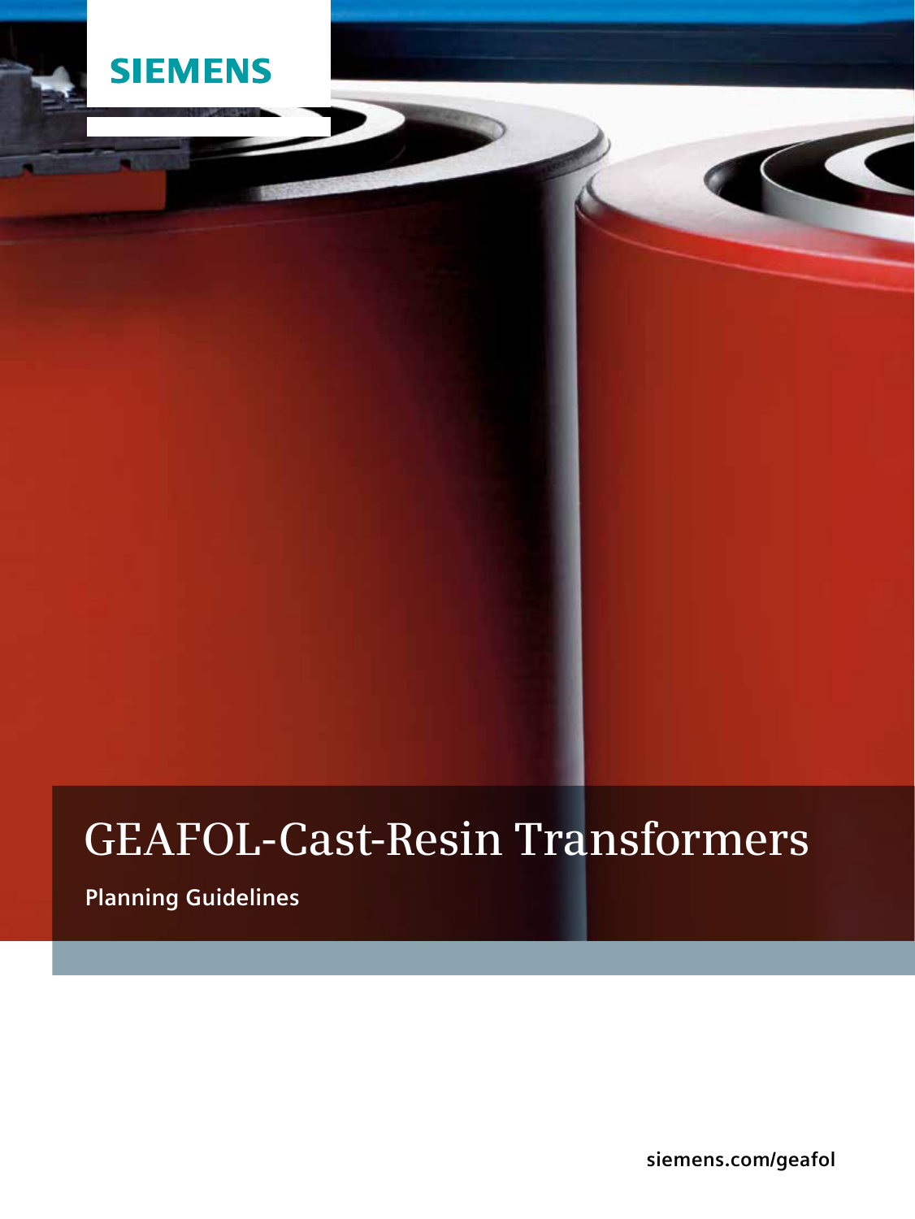SIEMENS

# GEAFOL-Cast-Resin Transformers

**Planning Guidelines**

siemens.com/geafol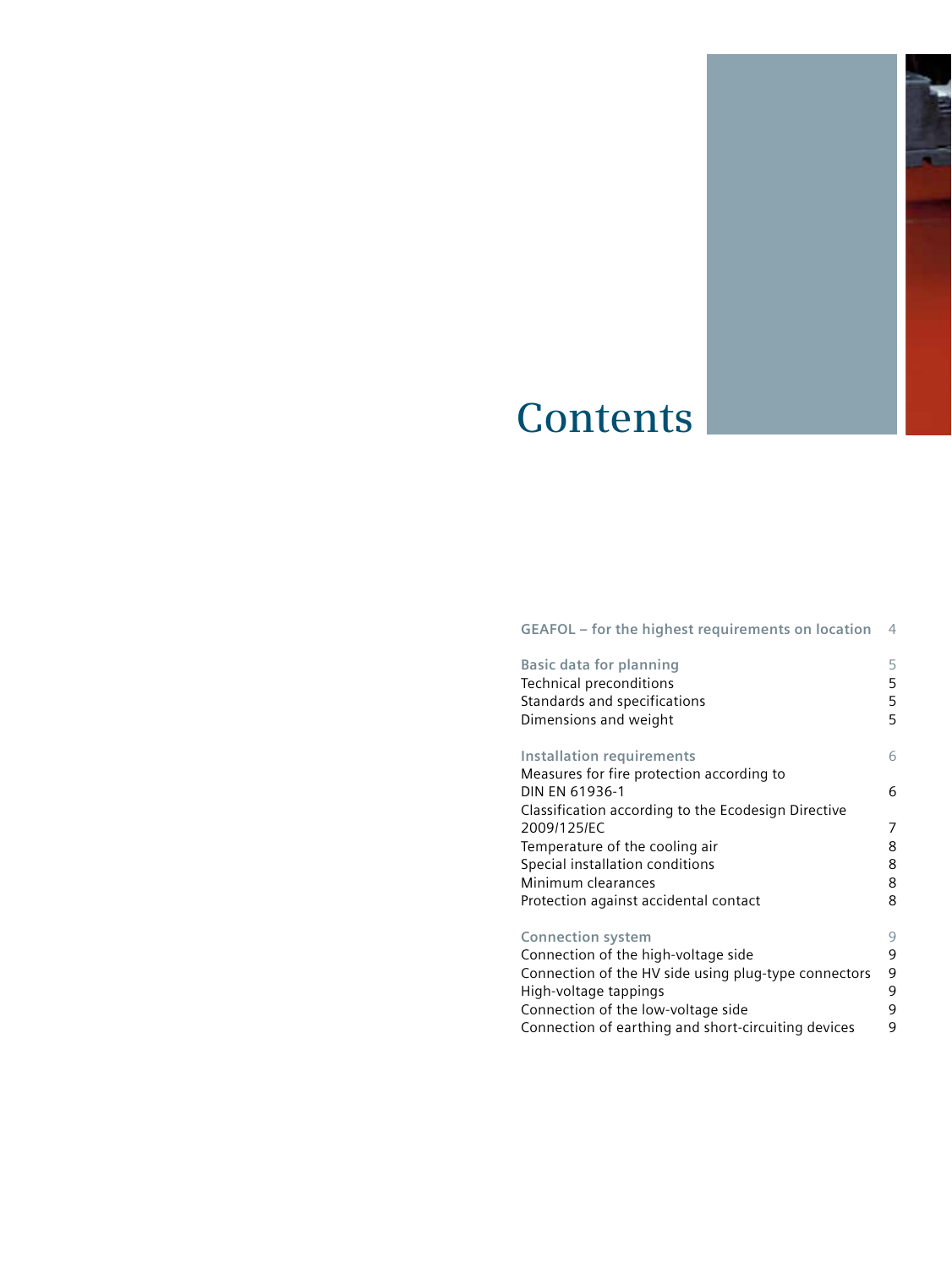# Contents

| | |
|---|---|
| **GEAFOL – for the highest requirements on location** | 4 |
| | |
| **Basic data for planning** | 5 |
| Technical preconditions | 5 |
| Standards and specifications | 5 |
| Dimensions and weight | 5 |
| | |
| **Installation requirements** | 6 |
| Measures for fire protection according to DIN EN 61936-1 | 6 |
| Classification according to the Ecodesign Directive 2009/125/EC | 7 |
| Temperature of the cooling air | 8 |
| Special installation conditions | 8 |
| Minimum clearances | 8 |
| Protection against accidental contact | 8 |
| | |
| **Connection system** | 9 |
| Connection of the high-voltage side | 9 |
| Connection of the HV side using plug-type connectors | 9 |
| High-voltage tappings | 9 |
| Connection of the low-voltage side | 9 |
| Connection of earthing and short-circuiting devices | 9 |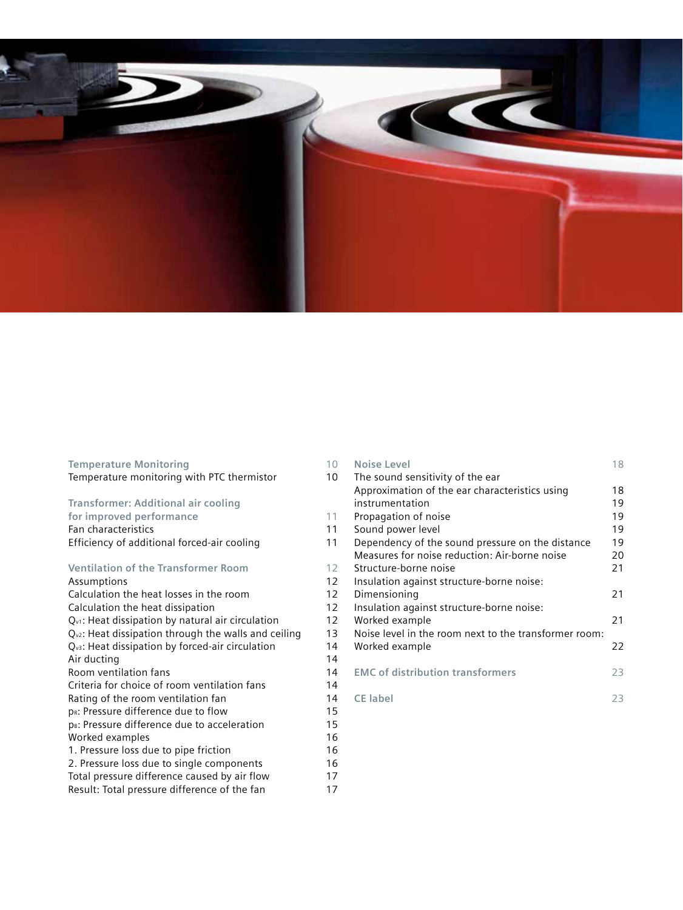Temperature Monitoring 10
Temperature monitoring with PTC thermistor 10

Transformer: Additional air cooling for improved performance 11
Fan characteristics 11
Efficiency of additional forced-air cooling 11

Ventilation of the Transformer Room 12
Assumptions 12
Calculation the heat losses in the room 12
Calculation the heat dissipation 12
$Q_{v1}$: Heat dissipation by natural air circulation 12
$Q_{v2}$: Heat dissipation through the walls and ceiling 13
$Q_{v3}$: Heat dissipation by forced-air circulation 14
Air ducting 14
Room ventilation fans 14
Criteria for choice of room ventilation fans 14
Rating of the room ventilation fan 14
$p_R$: Pressure difference due to flow 15
$p_B$: Pressure difference due to acceleration 15
Worked examples 16
1. Pressure loss due to pipe friction 16
2. Pressure loss due to single components 16
Total pressure difference caused by air flow 17
Result: Total pressure difference of the fan 17

Noise Level 18
The sound sensitivity of the ear 18
Approximation of the ear characteristics using instrumentation 19
Propagation of noise 19
Sound power level 19
Dependency of the sound pressure on the distance 19
Measures for noise reduction: Air-borne noise 20
Structure-borne noise 21
Insulation against structure-borne noise: Dimensioning 21
Insulation against structure-borne noise: Worked example 21
Noise level in the room next to the transformer room: Worked example 22

EMC of distribution transformers 23

CE label 23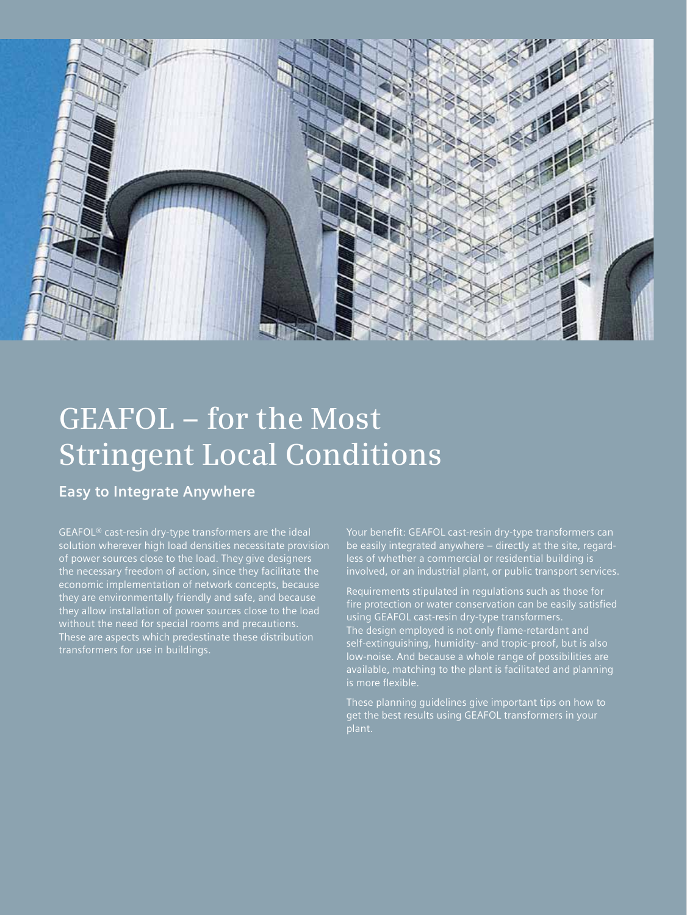# GEAFOL – for the Most Stringent Local Conditions

## Easy to Integrate Anywhere

GEAFOL® cast-resin dry-type transformers are the ideal solution wherever high load densities necessitate provision of power sources close to the load. They give designers the necessary freedom of action, since they facilitate the economic implementation of network concepts, because they are environmentally friendly and safe, and because they allow installation of power sources close to the load without the need for special rooms and precautions. These are aspects which predestinate these distribution transformers for use in buildings.

Your benefit: GEAFOL cast-resin dry-type transformers can be easily integrated anywhere – directly at the site, regardless of whether a commercial or residential building is involved, or an industrial plant, or public transport services.

Requirements stipulated in regulations such as those for fire protection or water conservation can be easily satisfied using GEAFOL cast-resin dry-type transformers. The design employed is not only flame-retardant and self-extinguishing, humidity- and tropic-proof, but is also low-noise. And because a whole range of possibilities are available, matching to the plant is facilitated and planning is more flexible.

These planning guidelines give important tips on how to get the best results using GEAFOL transformers in your plant.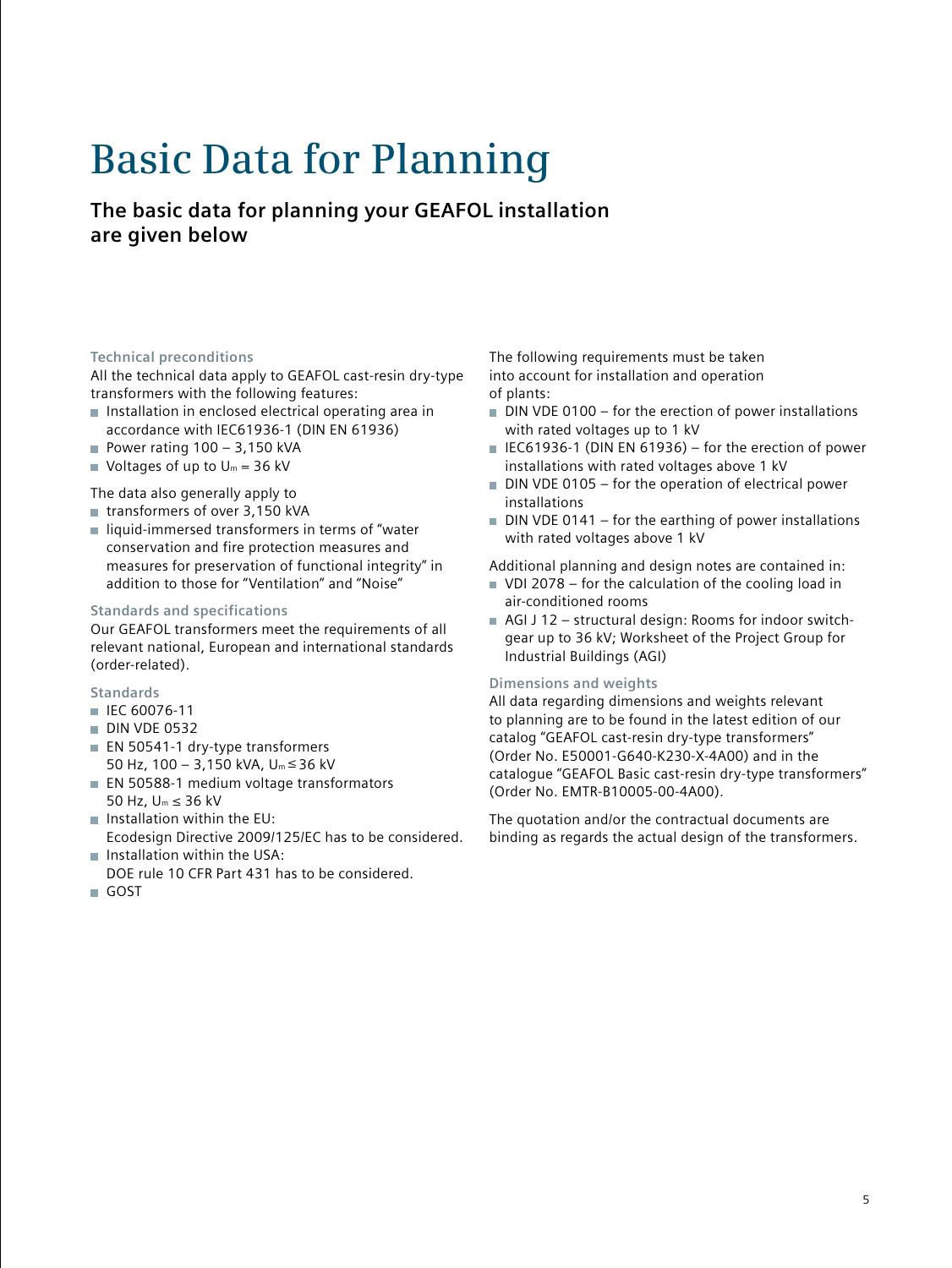# Basic Data for Planning

## The basic data for planning your GEAFOL installation are given below

### Technical preconditions

All the technical data apply to GEAFOL cast-resin dry-type transformers with the following features:

- Installation in enclosed electrical operating area in accordance with IEC61936-1 (DIN EN 61936)
- Power rating 100 – 3,150 kVA
- Voltages of up to $U_m$ = 36 kV

The data also generally apply to

- transformers of over 3,150 kVA
- liquid-immersed transformers in terms of "water conservation and fire protection measures and measures for preservation of functional integrity" in addition to those for "Ventilation" and "Noise"

### Standards and specifications

Our GEAFOL transformers meet the requirements of all relevant national, European and international standards (order-related).

### Standards

- IEC 60076-11
- DIN VDE 0532
- EN 50541-1 dry-type transformers 50 Hz, 100 – 3,150 kVA, $U_m \leq$ 36 kV
- EN 50588-1 medium voltage transformators 50 Hz, $U_m \leq$ 36 kV
- Installation within the EU: Ecodesign Directive 2009/125/EC has to be considered.
- Installation within the USA: DOE rule 10 CFR Part 431 has to be considered.
- GOST

The following requirements must be taken into account for installation and operation of plants:

- DIN VDE 0100 – for the erection of power installations with rated voltages up to 1 kV
- IEC61936-1 (DIN EN 61936) – for the erection of power installations with rated voltages above 1 kV
- DIN VDE 0105 – for the operation of electrical power installations
- DIN VDE 0141 – for the earthing of power installations with rated voltages above 1 kV

Additional planning and design notes are contained in:

- VDI 2078 – for the calculation of the cooling load in air-conditioned rooms
- AGI J 12 – structural design: Rooms for indoor switchgear up to 36 kV; Worksheet of the Project Group for Industrial Buildings (AGI)

### Dimensions and weights

All data regarding dimensions and weights relevant to planning are to be found in the latest edition of our catalog "GEAFOL cast-resin dry-type transformers" (Order No. E50001-G640-K230-X-4A00) and in the catalogue "GEAFOL Basic cast-resin dry-type transformers" (Order No. EMTR-B10005-00-4A00).

The quotation and/or the contractual documents are binding as regards the actual design of the transformers.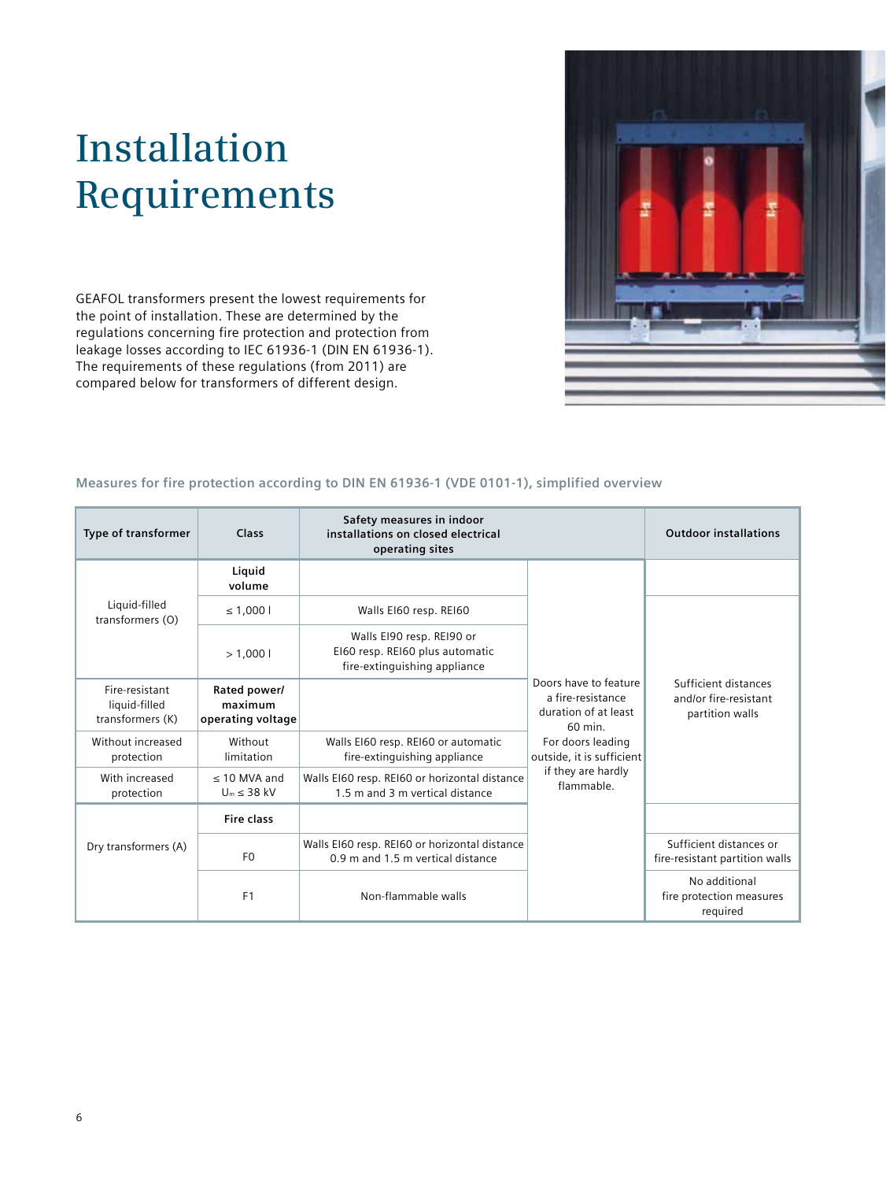# Installation Requirements

GEAFOL transformers present the lowest requirements for the point of installation. These are determined by the regulations concerning fire protection and protection from leakage losses according to IEC 61936-1 (DIN EN 61936-1). The requirements of these regulations (from 2011) are compared below for transformers of different design.

**Measures for fire protection according to DIN EN 61936-1 (VDE 0101-1), simplified overview**

| Type of transformer | Class | Safety measures in indoor installations on closed electrical operating sites | | Outdoor installations |
|---|---|---|---|---|
| Liquid-filled transformers (O) | **Liquid volume** | | Doors have to feature a fire-resistance duration of at least 60 min. For doors leading outside, it is sufficient if they are hardly flammable. | |
| | ≤ 1,000 l | Walls EI60 resp. REI60 | | Sufficient distances and/or fire-resistant partition walls |
| | > 1,000 l | Walls EI90 resp. REI90 or EI60 resp. REI60 plus automatic fire-extinguishing appliance | | |
| Fire-resistant liquid-filled transformers (K) | **Rated power/ maximum operating voltage** | | | |
| Without increased protection | Without limitation | Walls EI60 resp. REI60 or automatic fire-extinguishing appliance | | |
| With increased protection | ≤ 10 MVA and $U_m$ ≤ 38 kV | Walls EI60 resp. REI60 or horizontal distance 1.5 m and 3 m vertical distance | | |
| Dry transformers (A) | **Fire class** | | | |
| | F0 | Walls EI60 resp. REI60 or horizontal distance 0.9 m and 1.5 m vertical distance | | Sufficient distances or fire-resistant partition walls |
| | F1 | Non-flammable walls | | No additional fire protection measures required |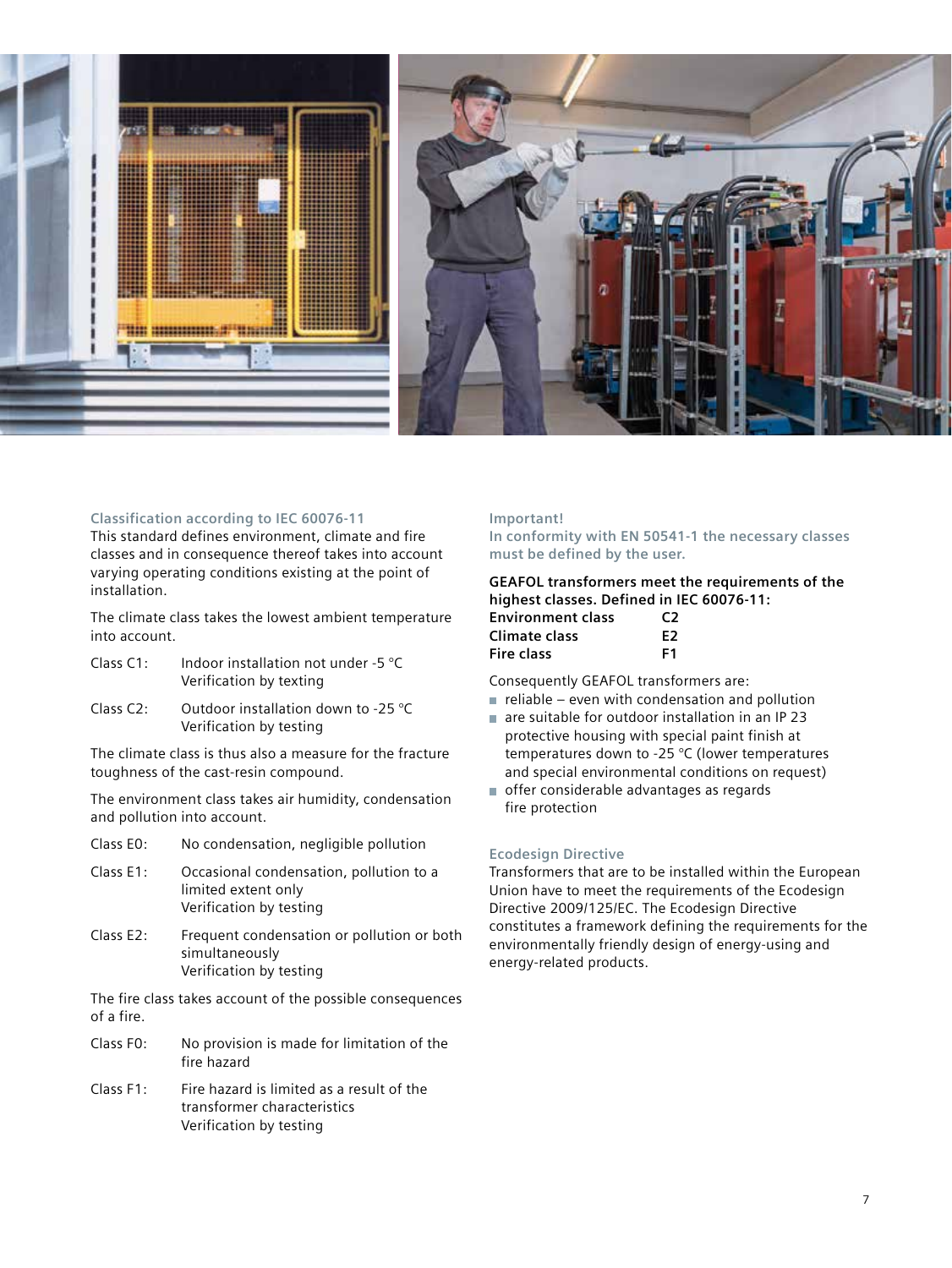### Classification according to IEC 60076-11

This standard defines environment, climate and fire classes and in consequence thereof takes into account varying operating conditions existing at the point of installation.

The climate class takes the lowest ambient temperature into account.

Class C1: Indoor installation not under -5 °C
Verification by texting

Class C2: Outdoor installation down to -25 °C
Verification by testing

The climate class is thus also a measure for the fracture toughness of the cast-resin compound.

The environment class takes air humidity, condensation and pollution into account.

Class E0: No condensation, negligible pollution

Class E1: Occasional condensation, pollution to a limited extent only
Verification by testing

Class E2: Frequent condensation or pollution or both simultaneously
Verification by testing

The fire class takes account of the possible consequences of a fire.

Class F0: No provision is made for limitation of the fire hazard

Class F1: Fire hazard is limited as a result of the transformer characteristics
Verification by testing

### Important!

In conformity with EN 50541-1 the necessary classes must be defined by the user.

**GEAFOL transformers meet the requirements of the highest classes. Defined in IEC 60076-11:**

| | |
|---|---|
| **Environment class** | **C2** |
| **Climate class** | **E2** |
| **Fire class** | **F1** |

Consequently GEAFOL transformers are:

- reliable – even with condensation and pollution
- are suitable for outdoor installation in an IP 23 protective housing with special paint finish at temperatures down to -25 °C (lower temperatures and special environmental conditions on request)
- offer considerable advantages as regards fire protection

### Ecodesign Directive

Transformers that are to be installed within the European Union have to meet the requirements of the Ecodesign Directive 2009/125/EC. The Ecodesign Directive constitutes a framework defining the requirements for the environmentally friendly design of energy-using and energy-related products.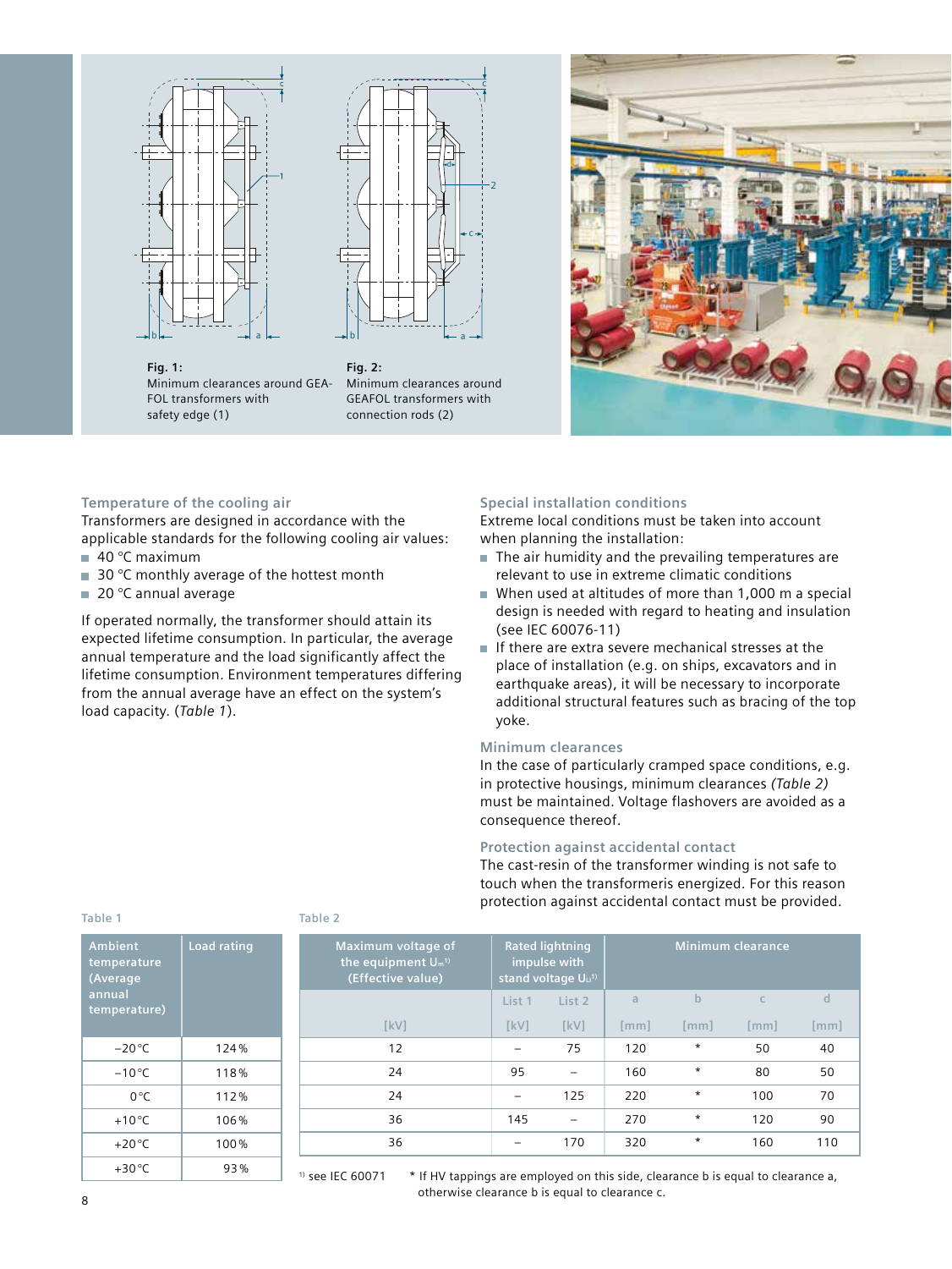Fig. 1:
Minimum clearances around GEAFOL transformers with safety edge (1)

Fig. 2:
Minimum clearances around GEAFOL transformers with connection rods (2)

### Temperature of the cooling air

Transformers are designed in accordance with the applicable standards for the following cooling air values:

- 40 °C maximum
- 30 °C monthly average of the hottest month
- 20 °C annual average

If operated normally, the transformer should attain its expected lifetime consumption. In particular, the average annual temperature and the load significantly affect the lifetime consumption. Environment temperatures differing from the annual average have an effect on the system's load capacity. (*Table 1*).

### Special installation conditions

Extreme local conditions must be taken into account when planning the installation:

- The air humidity and the prevailing temperatures are relevant to use in extreme climatic conditions
- When used at altitudes of more than 1,000 m a special design is needed with regard to heating and insulation (see IEC 60076-11)
- If there are extra severe mechanical stresses at the place of installation (e.g. on ships, excavators and in earthquake areas), it will be necessary to incorporate additional structural features such as bracing of the top yoke.

### Minimum clearances

In the case of particularly cramped space conditions, e.g. in protective housings, minimum clearances *(Table 2)* must be maintained. Voltage flashovers are avoided as a consequence thereof.

### Protection against accidental contact

The cast-resin of the transformer winding is not safe to touch when the transformeris energized. For this reason protection against accidental contact must be provided.

Table 1

| Ambient temperature (Average annual temperature) | Load rating |
|---|---|
| −20 °C | 124 % |
| −10 °C | 118 % |
| 0 °C | 112 % |
| +10 °C | 106 % |
| +20 °C | 100 % |
| +30 °C | 93 % |

Table 2

| Maximum voltage of the equipment $U_m$[1] (Effective value) | Rated lightning impulse with stand voltage $U_{LI}$[1] | | Minimum clearance | | | |
|---|---|---|---|---|---|---|
| | List 1 | List 2 | a | b | c | d |
| [kV] | [kV] | [kV] | [mm] | [mm] | [mm] | [mm] |
| 12 | – | 75 | 120 | * | 50 | 40 |
| 24 | 95 | – | 160 | * | 80 | 50 |
| 24 | – | 125 | 220 | * | 100 | 70 |
| 36 | 145 | – | 270 | * | 120 | 90 |
| 36 | – | 170 | 320 | * | 160 | 110 |

[1] see IEC 60071

* If HV tappings are employed on this side, clearance b is equal to clearance a, otherwise clearance b is equal to clearance c.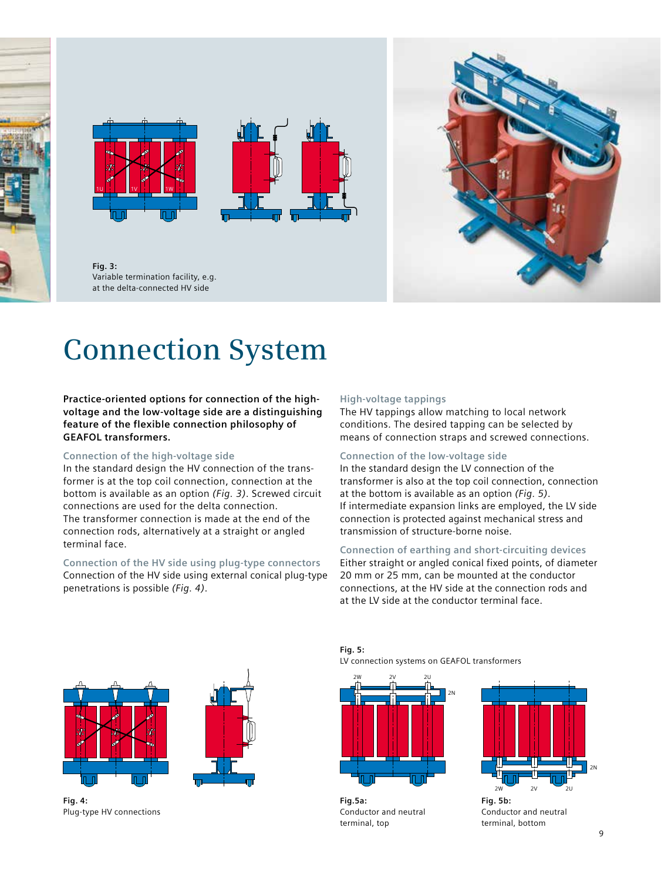Fig. 3:
Variable termination facility, e.g. at the delta-connected HV side

# Connection System

**Practice-oriented options for connection of the high-voltage and the low-voltage side are a distinguishing feature of the flexible connection philosophy of GEAFOL transformers.**

### Connection of the high-voltage side

In the standard design the HV connection of the transformer is at the top coil connection, connection at the bottom is available as an option *(Fig. 3)*. Screwed circuit connections are used for the delta connection. The transformer connection is made at the end of the connection rods, alternatively at a straight or angled terminal face.

### Connection of the HV side using plug-type connectors

Connection of the HV side using external conical plug-type penetrations is possible *(Fig. 4)*.

### High-voltage tappings

The HV tappings allow matching to local network conditions. The desired tapping can be selected by means of connection straps and screwed connections.

### Connection of the low-voltage side

In the standard design the LV connection of the transformer is also at the top coil connection, connection at the bottom is available as an option *(Fig. 5)*. If intermediate expansion links are employed, the LV side connection is protected against mechanical stress and transmission of structure-borne noise.

### Connection of earthing and short-circuiting devices

Either straight or angled conical fixed points, of diameter 20 mm or 25 mm, can be mounted at the conductor connections, at the HV side at the connection rods and at the LV side at the conductor terminal face.

Fig. 4:
Plug-type HV connections

Fig. 5:
LV connection systems on GEAFOL transformers

Fig.5a:
Conductor and neutral terminal, top

Fig. 5b:
Conductor and neutral terminal, bottom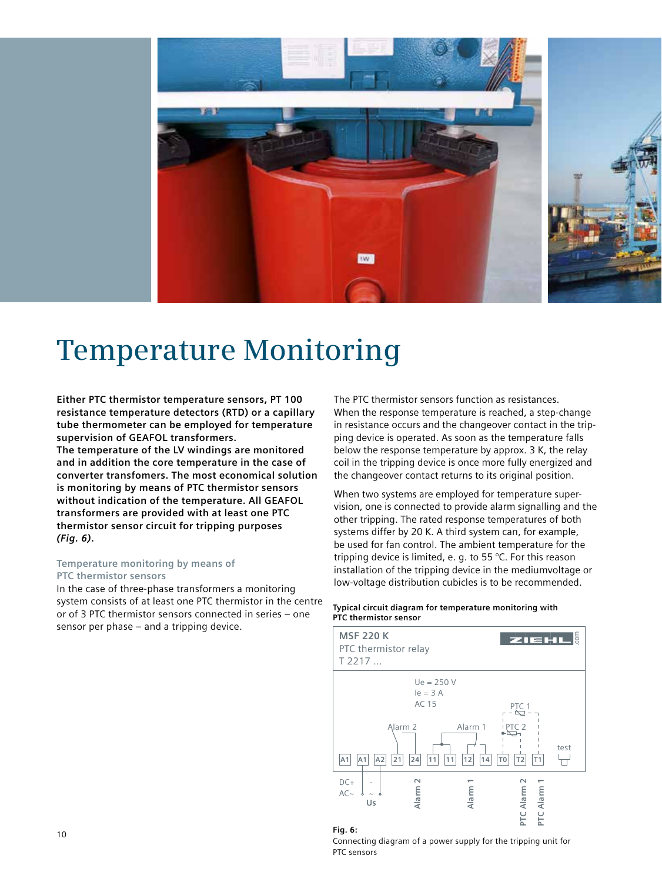# Temperature Monitoring

**Either PTC thermistor temperature sensors, PT 100 resistance temperature detectors (RTD) or a capillary tube thermometer can be employed for temperature supervision of GEAFOL transformers.
The temperature of the LV windings are monitored and in addition the core temperature in the case of converter transfomers. The most economical solution is monitoring by means of PTC thermistor sensors without indication of the temperature. All GEAFOL transformers are provided with at least one PTC thermistor sensor circuit for tripping purposes *(Fig. 6)*.**

### Temperature monitoring by means of PTC thermistor sensors

In the case of three-phase transformers a monitoring system consists of at least one PTC thermistor in the centre or of 3 PTC thermistor sensors connected in series – one sensor per phase – and a tripping device.

The PTC thermistor sensors function as resistances. When the response temperature is reached, a step-change in resistance occurs and the changeover contact in the tripping device is operated. As soon as the temperature falls below the response temperature by approx. 3 K, the relay coil in the tripping device is once more fully energized and the changeover contact returns to its original position.

When two systems are employed for temperature supervision, one is connected to provide alarm signalling and the other tripping. The rated response temperatures of both systems differ by 20 K. A third system can, for example, be used for fan control. The ambient temperature for the tripping device is limited, e. g. to 55 °C. For this reason installation of the tripping device in the mediumvoltage or low-voltage distribution cubicles is to be recommended.

**Typical circuit diagram for temperature monitoring with PTC thermistor sensor**

MSF 220 K
PTC thermistor relay
T 2217 ...

ZIEHL.com

Ue = 250 V
Ie = 3 A
AC 15

Alarm 2 · Alarm 1 · PTC 1 · PTC 2 · test

A1 · A1 · A2 · 21 · 24 · 11 · 11 · 12 · 14 · T0 · T2 · T1

DC+ · AC~ · Us · Alarm 2 · Alarm 1 · PTC Alarm 2 · PTC Alarm 1

**Fig. 6:**
Connecting diagram of a power supply for the tripping unit for PTC sensors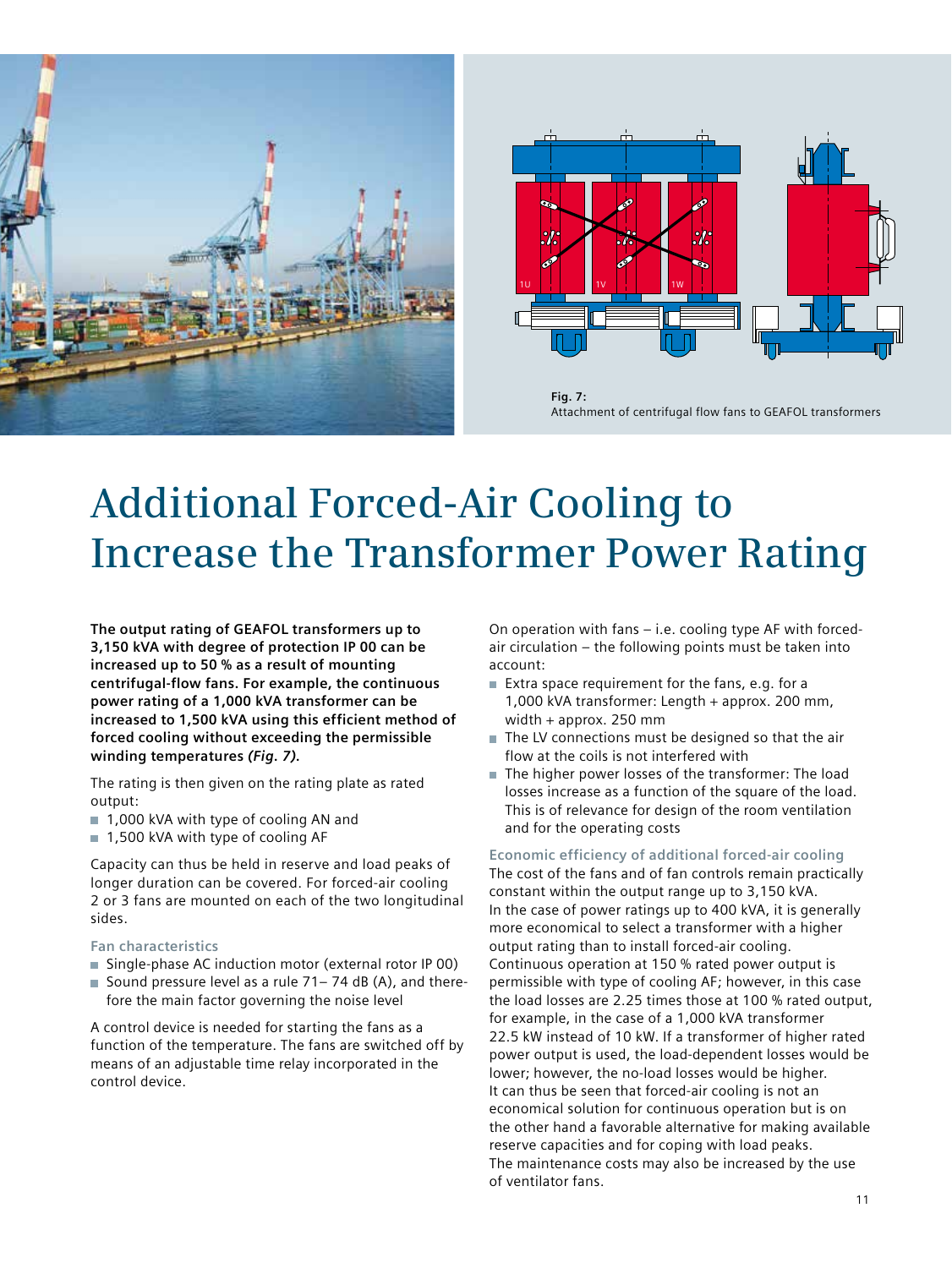Fig. 7:
Attachment of centrifugal flow fans to GEAFOL transformers

# Additional Forced-Air Cooling to Increase the Transformer Power Rating

**The output rating of GEAFOL transformers up to 3,150 kVA with degree of protection IP 00 can be increased up to 50 % as a result of mounting centrifugal-flow fans. For example, the continuous power rating of a 1,000 kVA transformer can be increased to 1,500 kVA using this efficient method of forced cooling without exceeding the permissible winding temperatures *(Fig. 7)*.**

The rating is then given on the rating plate as rated output:

- 1,000 kVA with type of cooling AN and
- 1,500 kVA with type of cooling AF

Capacity can thus be held in reserve and load peaks of longer duration can be covered. For forced-air cooling 2 or 3 fans are mounted on each of the two longitudinal sides.

### Fan characteristics

- Single-phase AC induction motor (external rotor IP 00)
- Sound pressure level as a rule 71– 74 dB (A), and therefore the main factor governing the noise level

A control device is needed for starting the fans as a function of the temperature. The fans are switched off by means of an adjustable time relay incorporated in the control device.

On operation with fans – i.e. cooling type AF with forced-air circulation – the following points must be taken into account:

- Extra space requirement for the fans, e.g. for a 1,000 kVA transformer: Length + approx. 200 mm, width + approx. 250 mm
- The LV connections must be designed so that the air flow at the coils is not interfered with
- The higher power losses of the transformer: The load losses increase as a function of the square of the load. This is of relevance for design of the room ventilation and for the operating costs

### Economic efficiency of additional forced-air cooling

The cost of the fans and of fan controls remain practically constant within the output range up to 3,150 kVA.
In the case of power ratings up to 400 kVA, it is generally more economical to select a transformer with a higher output rating than to install forced-air cooling.
Continuous operation at 150 % rated power output is permissible with type of cooling AF; however, in this case the load losses are 2.25 times those at 100 % rated output, for example, in the case of a 1,000 kVA transformer 22.5 kW instead of 10 kW. If a transformer of higher rated power output is used, the load-dependent losses would be lower; however, the no-load losses would be higher.
It can thus be seen that forced-air cooling is not an economical solution for continuous operation but is on the other hand a favorable alternative for making available reserve capacities and for coping with load peaks.
The maintenance costs may also be increased by the use of ventilator fans.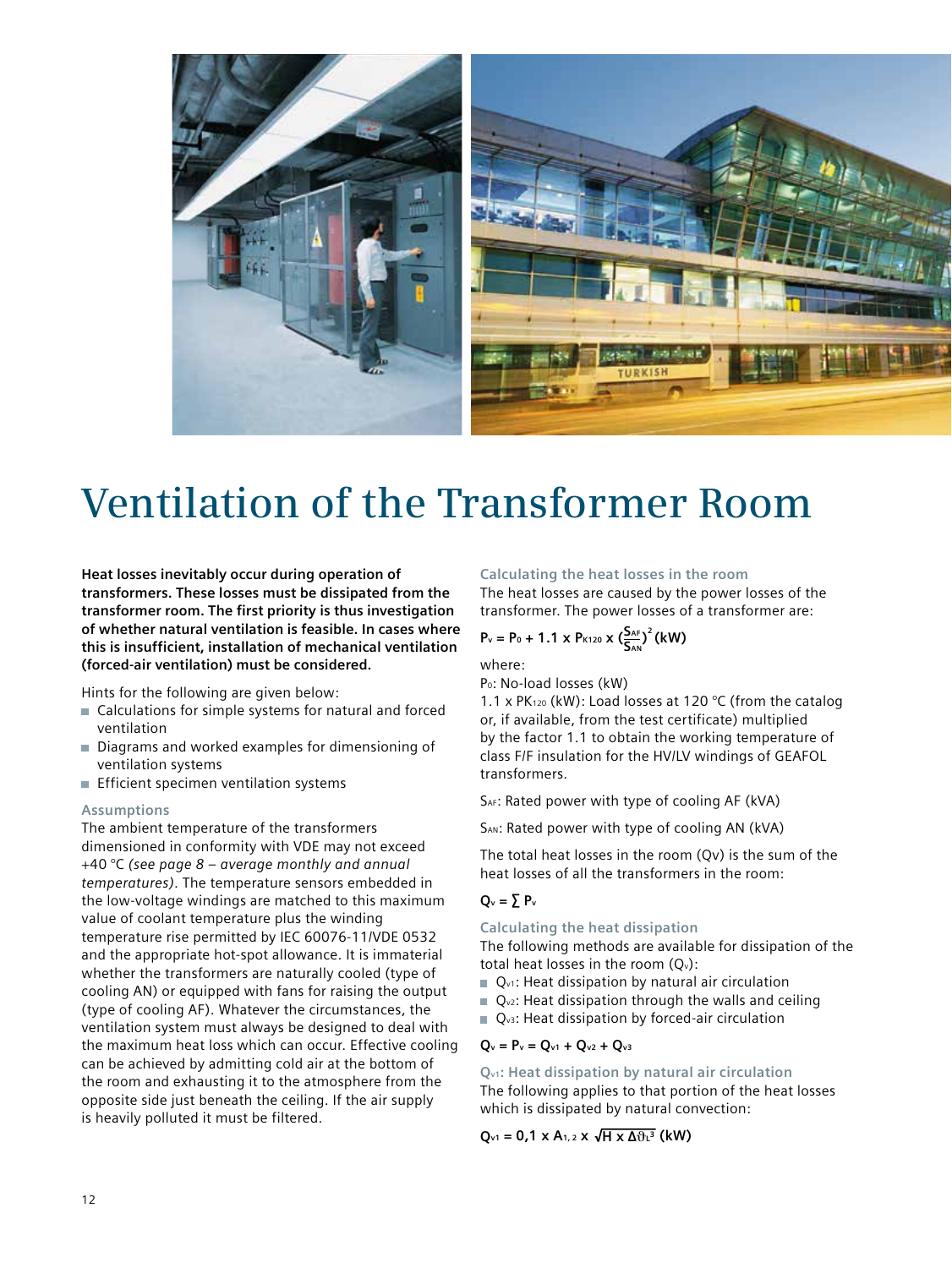# Ventilation of the Transformer Room

**Heat losses inevitably occur during operation of transformers. These losses must be dissipated from the transformer room. The first priority is thus investigation of whether natural ventilation is feasible. In cases where this is insufficient, installation of mechanical ventilation (forced-air ventilation) must be considered.**

Hints for the following are given below:

- Calculations for simple systems for natural and forced ventilation
- Diagrams and worked examples for dimensioning of ventilation systems
- Efficient specimen ventilation systems

### Assumptions

The ambient temperature of the transformers dimensioned in conformity with VDE may not exceed +40 °C *(see page 8 – average monthly and annual temperatures)*. The temperature sensors embedded in the low-voltage windings are matched to this maximum value of coolant temperature plus the winding temperature rise permitted by IEC 60076-11/VDE 0532 and the appropriate hot-spot allowance. It is immaterial whether the transformers are naturally cooled (type of cooling AN) or equipped with fans for raising the output (type of cooling AF). Whatever the circumstances, the ventilation system must always be designed to deal with the maximum heat loss which can occur. Effective cooling can be achieved by admitting cold air at the bottom of the room and exhausting it to the atmosphere from the opposite side just beneath the ceiling. If the air supply is heavily polluted it must be filtered.

### Calculating the heat losses in the room

The heat losses are caused by the power losses of the transformer. The power losses of a transformer are:

$$P_v = P_0 + 1.1 \times P_{K120} \times \left(\frac{S_{AF}}{S_{AN}}\right)^2 \text{ (kW)}$$

where:

$P_0$: No-load losses (kW)

$1.1 \times P_{K120}$ (kW): Load losses at 120 °C (from the catalog or, if available, from the test certificate) multiplied by the factor 1.1 to obtain the working temperature of class F/F insulation for the HV/LV windings of GEAFOL transformers.

$S_{AF}$: Rated power with type of cooling AF (kVA)

$S_{AN}$: Rated power with type of cooling AN (kVA)

The total heat losses in the room ($Q_v$) is the sum of the heat losses of all the transformers in the room:

$$Q_v = \sum P_v$$

### Calculating the heat dissipation

The following methods are available for dissipation of the total heat losses in the room ($Q_v$):

- $Q_{v1}$: Heat dissipation by natural air circulation
- $Q_{v2}$: Heat dissipation through the walls and ceiling
- $Q_{v3}$: Heat dissipation by forced-air circulation

$$Q_v = P_v = Q_{v1} + Q_{v2} + Q_{v3}$$

### $Q_{v1}$: Heat dissipation by natural air circulation

The following applies to that portion of the heat losses which is dissipated by natural convection:

$$Q_{v1} = 0{,}1 \times A_{1,2} \times \sqrt{H \times \Delta\vartheta_L^3} \text{ (kW)}$$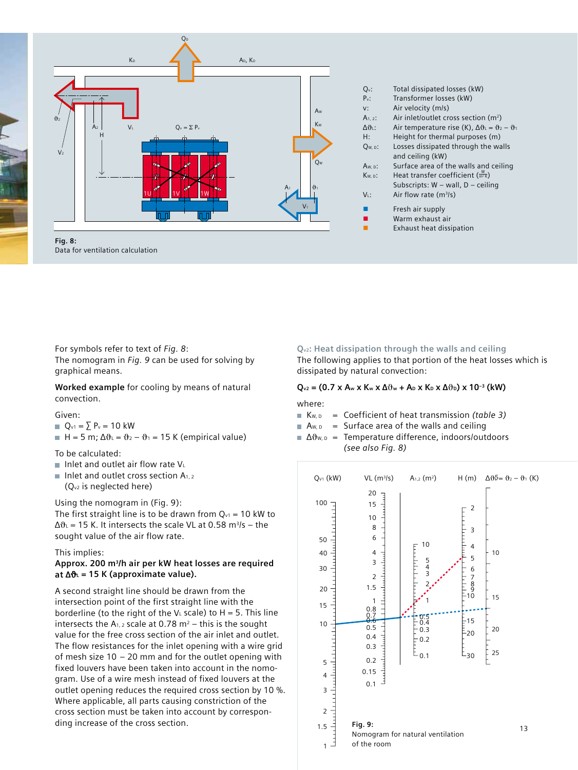$Q_v$: Total dissipated losses (kW)
$P_v$: Transformer losses (kW)
$v$: Air velocity (m/s)
$A_{1,2}$: Air inlet/outlet cross section (m²)
$\Delta\vartheta_L$: Air temperature rise (K), $\Delta\vartheta_L = \vartheta_2 - \vartheta_1$
$H$: Height for thermal purposes (m)
$Q_{W,D}$: Losses dissipated through the walls and ceiling (kW)
$A_{W,D}$: Surface area of the walls and ceiling
$K_{W,D}$: Heat transfer coefficient ($\frac{W}{m^2 K}$)
Subscripts: W – wall, D – ceiling
$V_L$: Air flow rate (m³/s)

- Fresh air supply
- Warm exhaust air
- Exhaust heat dissipation

**Fig. 8:**
Data for ventilation calculation

For symbols refer to text of *Fig. 8*:
The nomogram in *Fig. 9* can be used for solving by graphical means.

**Worked example** for cooling by means of natural convection.

Given:

- $Q_{v1} = \sum P_v = 10$ kW
- $H = 5$ m; $\Delta\vartheta_L = \vartheta_2 - \vartheta_1 = 15$ K (empirical value)

To be calculated:

- Inlet and outlet air flow rate $V_L$
- Inlet and outlet cross section $A_{1,2}$ ($Q_{v2}$ is neglected here)

Using the nomogram in (Fig. 9):
The first straight line is to be drawn from $Q_{v1} = 10$ kW to $\Delta\vartheta_L = 15$ K. It intersects the scale VL at 0.58 m³/s – the sought value of the air flow rate.

This implies:
**Approx. 200 m³/h air per kW heat losses are required at $\Delta\vartheta_L = 15$ K (approximate value).**

A second straight line should be drawn from the intersection point of the first straight line with the borderline (to the right of the $V_L$ scale) to H = 5. This line intersects the $A_{1,2}$ scale at 0.78 m² – this is the sought value for the free cross section of the air inlet and outlet. The flow resistances for the inlet opening with a wire grid of mesh size 10 – 20 mm and for the outlet opening with fixed louvers have been taken into account in the nomogram. Use of a wire mesh instead of fixed louvers at the outlet opening reduces the required cross section by 10 %. Where applicable, all parts causing constriction of the cross section must be taken into account by corresponding increase of the cross section.

### $Q_{v2}$: Heat dissipation through the walls and ceiling

The following applies to that portion of the heat losses which is dissipated by natural convection:

$$Q_{v2} = (0.7 \times A_W \times K_W \times \Delta\vartheta_W + A_D \times K_D \times \Delta\vartheta_D) \times 10^{-3} \text{ (kW)}$$

where:

- $K_{W,D}$ = Coefficient of heat transmission *(table 3)*
- $A_{W,D}$ = Surface area of the walls and ceiling
- $\Delta\vartheta_{W,D}$ = Temperature difference, indoors/outdoors *(see also Fig. 8)*

**Fig. 9:**
Nomogram for natural ventilation of the room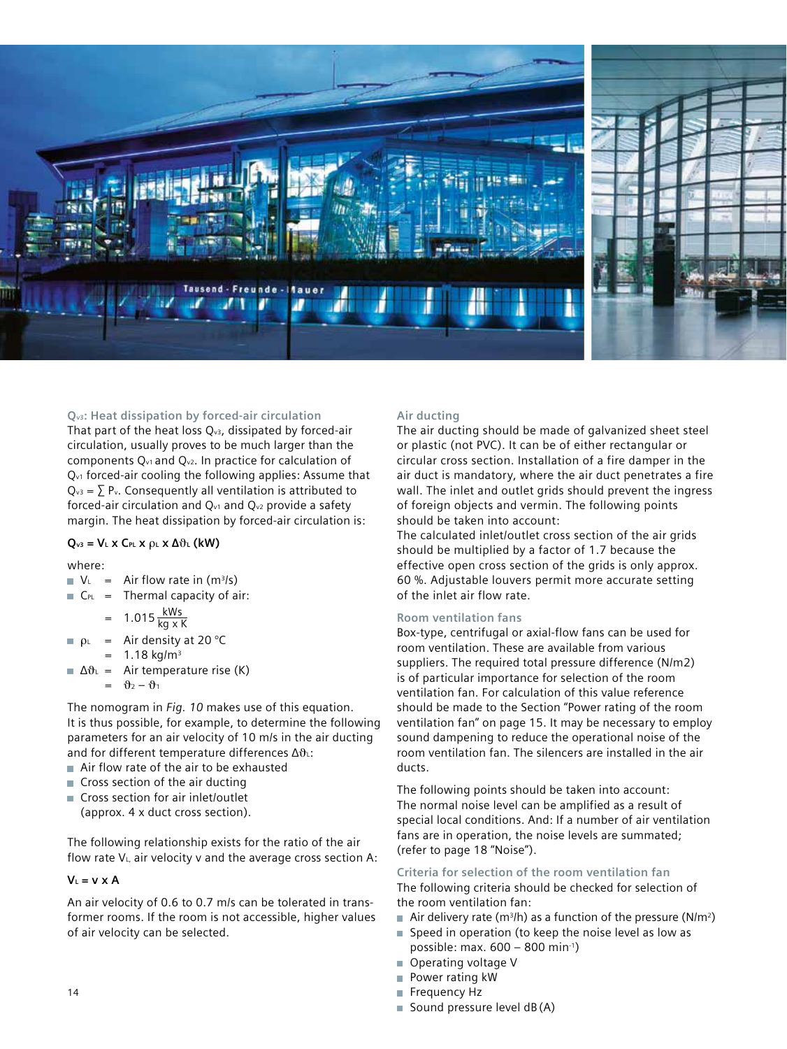### $Q_{v3}$: Heat dissipation by forced-air circulation

That part of the heat loss $Q_{v3}$, dissipated by forced-air circulation, usually proves to be much larger than the components $Q_{v1}$ and $Q_{v2}$. In practice for calculation of $Q_{v1}$ forced-air cooling the following applies: Assume that $Q_{v3} = \sum P_v$. Consequently all ventilation is attributed to forced-air circulation and $Q_{v1}$ and $Q_{v2}$ provide a safety margin. The heat dissipation by forced-air circulation is:

$$Q_{v3} = V_L \times C_{PL} \times \rho_L \times \Delta\vartheta_L \text{ (kW)}$$

where:

- $V_L$ = Air flow rate in ($m^3/s$)
- $C_{PL}$ = Thermal capacity of air: $= 1.015 \frac{\text{kWs}}{\text{kg x K}}$
- $\rho_L$ = Air density at 20 °C $= 1.18 \text{ kg/m}^3$
- $\Delta\vartheta_L$ = Air temperature rise (K) $= \vartheta_2 - \vartheta_1$

The nomogram in *Fig. 10* makes use of this equation. It is thus possible, for example, to determine the following parameters for an air velocity of 10 m/s in the air ducting and for different temperature differences $\Delta\vartheta_L$:

- Air flow rate of the air to be exhausted
- Cross section of the air ducting
- Cross section for air inlet/outlet (approx. 4 x duct cross section).

The following relationship exists for the ratio of the air flow rate $V_L$, air velocity v and the average cross section A:

$$V_L = v \times A$$

An air velocity of 0.6 to 0.7 m/s can be tolerated in transformer rooms. If the room is not accessible, higher values of air velocity can be selected.

### Air ducting

The air ducting should be made of galvanized sheet steel or plastic (not PVC). It can be of either rectangular or circular cross section. Installation of a fire damper in the air duct is mandatory, where the air duct penetrates a fire wall. The inlet and outlet grids should prevent the ingress of foreign objects and vermin. The following points should be taken into account:

The calculated inlet/outlet cross section of the air grids should be multiplied by a factor of 1.7 because the effective open cross section of the grids is only approx. 60 %. Adjustable louvers permit more accurate setting of the inlet air flow rate.

### Room ventilation fans

Box-type, centrifugal or axial-flow fans can be used for room ventilation. These are available from various suppliers. The required total pressure difference (N/m2) is of particular importance for selection of the room ventilation fan. For calculation of this value reference should be made to the Section "Power rating of the room ventilation fan" on page 15. It may be necessary to employ sound dampening to reduce the operational noise of the room ventilation fan. The silencers are installed in the air ducts.

The following points should be taken into account: The normal noise level can be amplified as a result of special local conditions. And: If a number of air ventilation fans are in operation, the noise levels are summated; (refer to page 18 "Noise").

### Criteria for selection of the room ventilation fan

The following criteria should be checked for selection of the room ventilation fan:

- Air delivery rate ($m^3/h$) as a function of the pressure ($N/m^2$)
- Speed in operation (to keep the noise level as low as possible: max. 600 – 800 $min^{-1}$)
- Operating voltage V
- Power rating kW
- Frequency Hz
- Sound pressure level dB(A)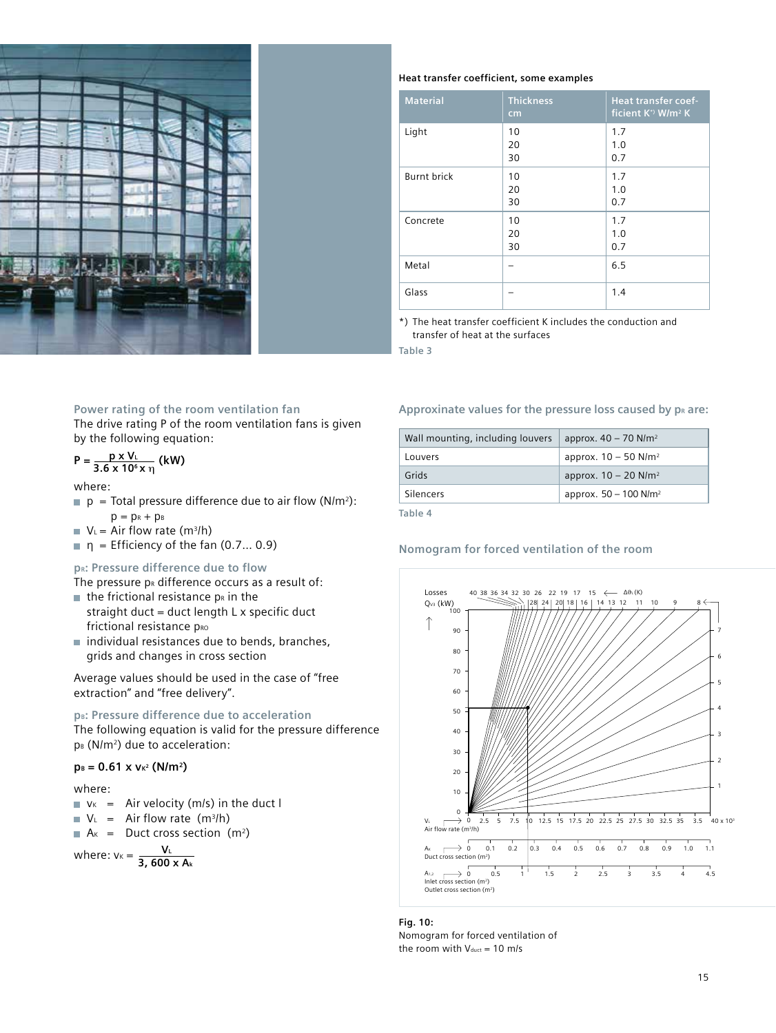**Heat transfer coefficient, some examples**

| Material | Thickness cm | Heat transfer coefficient K*) W/m² K |
|---|---|---|
| Light | 10<br>20<br>30 | 1.7<br>1.0<br>0.7 |
| Burnt brick | 10<br>20<br>30 | 1.7<br>1.0<br>0.7 |
| Concrete | 10<br>20<br>30 | 1.7<br>1.0<br>0.7 |
| Metal | – | 6.5 |
| Glass | – | 1.4 |

*) The heat transfer coefficient K includes the conduction and transfer of heat at the surfaces

Table 3

### Power rating of the room ventilation fan

The drive rating P of the room ventilation fans is given by the following equation:

$$P = \frac{p \times V_L}{3.6 \times 10^6 \times \eta} \text{ (kW)}$$

where:

- $p$ = Total pressure difference due to air flow (N/m²): $p = p_R + p_B$
- $V_L$ = Air flow rate (m³/h)
- $\eta$ = Efficiency of the fan (0.7... 0.9)

### $p_R$: Pressure difference due to flow

The pressure $p_R$ difference occurs as a result of:

- the frictional resistance $p_R$ in the straight duct = duct length L x specific duct frictional resistance $p_{RO}$
- individual resistances due to bends, branches, grids and changes in cross section

Average values should be used in the case of "free extraction" and "free delivery".

### $p_B$: Pressure difference due to acceleration

The following equation is valid for the pressure difference $p_B$ (N/m²) due to acceleration:

$$p_B = 0.61 \times v_K^2 \text{ (N/m}^2\text{)}$$

where:

- $v_K$ = Air velocity (m/s) in the duct l
- $V_L$ = Air flow rate (m³/h)
- $A_K$ = Duct cross section (m²)

where: $v_K = \frac{V_L}{3,600 \times A_k}$

### Approximate values for the pressure loss caused by $p_R$ are:

| | |
|---|---|
| Wall mounting, including louvers | approx. 40 – 70 N/m² |
| Louvers | approx. 10 – 50 N/m² |
| Grids | approx. 10 – 20 N/m² |
| Silencers | approx. 50 – 100 N/m² |

Table 4

### Nomogram for forced ventilation of the room

**Fig. 10:**
Nomogram for forced ventilation of the room with $V_{duct}$ = 10 m/s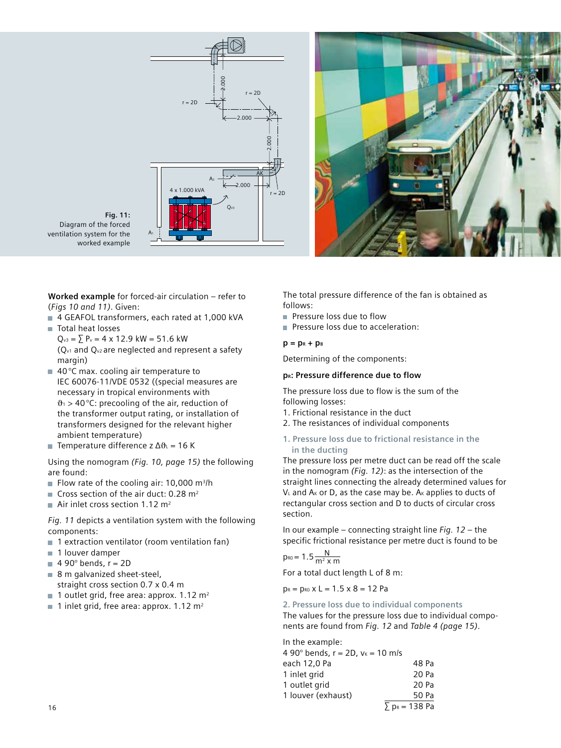Fig. 11: Diagram of the forced ventilation system for the worked example

**Worked example** for forced-air circulation – refer to (*Figs 10 and 11*). Given:

- 4 GEAFOL transformers, each rated at 1,000 kVA
- Total heat losses
  $Q_{v3} = \sum P_v = 4 \times 12.9$ kW = 51.6 kW
  ($Q_{v1}$ and $Q_{v2}$ are neglected and represent a safety margin)
- 40 °C max. cooling air temperature to IEC 60076-11/VDE 0532 ((special measures are necessary in tropical environments with $\vartheta_1 > 40$ °C: precooling of the air, reduction of the transformer output rating, or installation of transformers designed for the relevant higher ambient temperature)
- Temperature difference z $\Delta\vartheta_L = 16$ K

Using the nomogram *(Fig. 10, page 15)* the following are found:

- Flow rate of the cooling air: 10,000 $m^3$/h
- Cross section of the air duct: 0.28 $m^2$
- Air inlet cross section 1.12 $m^2$

*Fig. 11* depicts a ventilation system with the following components:

- 1 extraction ventilator (room ventilation fan)
- 1 louver damper
- 4 90° bends, r = 2D
- 8 m galvanized sheet-steel, straight cross section 0.7 x 0.4 m
- 1 outlet grid, free area: approx. 1.12 $m^2$
- 1 inlet grid, free area: approx. 1.12 $m^2$

The total pressure difference of the fan is obtained as follows:

- Pressure loss due to flow
- Pressure loss due to acceleration:

$$p = p_R + p_B$$

Determining of the components:

**$p_R$: Pressure difference due to flow**

The pressure loss due to flow is the sum of the following losses:

1. Frictional resistance in the duct
2. The resistances of individual components

### 1. Pressure loss due to frictional resistance in the ducting

The pressure loss per metre duct can be read off the scale in the nomogram *(Fig. 12)*: as the intersection of the straight lines connecting the already determined values for $V_L$ and $A_K$ or D, as the case may be. $A_K$ applies to ducts of rectangular cross section and D to ducts of circular cross section.

In our example – connecting straight line *Fig. 12* – the specific frictional resistance per metre duct is found to be

$$p_{R0} = 1.5 \frac{N}{m^2 \times m}$$

For a total duct length L of 8 m:

$$p_R = p_{R0} \times L = 1.5 \times 8 = 12 \text{ Pa}$$

### 2. Pressure loss due to individual components

The values for the pressure loss due to individual components are found from *Fig. 12* and *Table 4 (page 15)*.

In the example:

| | |
|---|---|
| 4 90° bends, r = 2D, $v_K$ = 10 m/s each 12,0 Pa | 48 Pa |
| 1 inlet grid | 20 Pa |
| 1 outlet grid | 20 Pa |
| 1 louver (exhaust) | 50 Pa |
| | $\sum p_R$ = 138 Pa |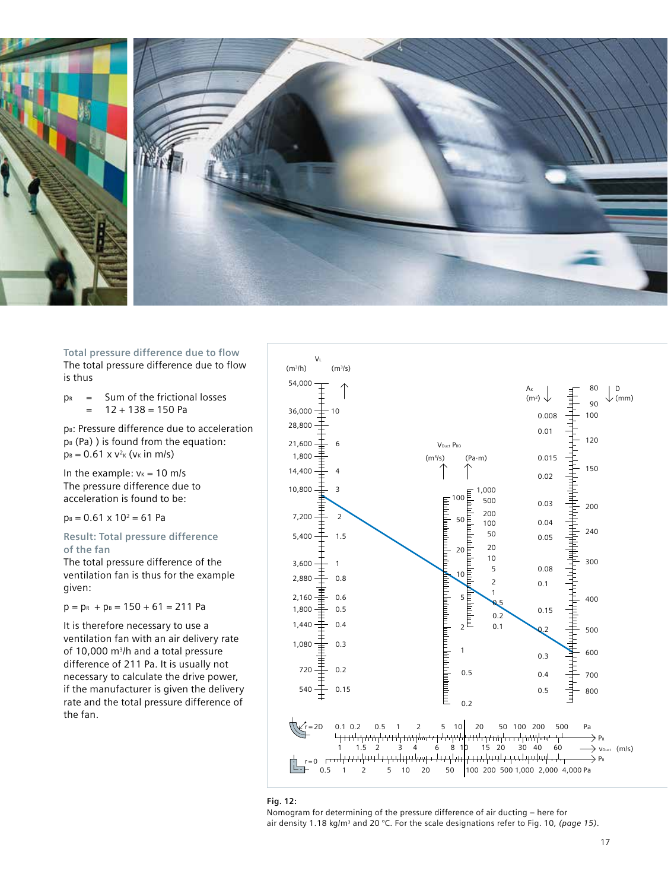### Total pressure difference due to flow

The total pressure difference due to flow is thus

$p_R$ = Sum of the frictional losses
= 12 + 138 = 150 Pa

$p_B$: Pressure difference due to acceleration
$p_B$ (Pa) ) is found from the equation:
$p_B = 0.61 \times v_K^2$ ($v_K$ in m/s)

In the example: $v_K = 10$ m/s
The pressure difference due to acceleration is found to be:

$p_B = 0.61 \times 10^2 = 61$ Pa

### Result: Total pressure difference of the fan

The total pressure difference of the ventilation fan is thus for the example given:

$p = p_R + p_B = 150 + 61 = 211$ Pa

It is therefore necessary to use a ventilation fan with an air delivery rate of 10,000 m³/h and a total pressure difference of 211 Pa. It is usually not necessary to calculate the drive power, if the manufacturer is given the delivery rate and the total pressure difference of the fan.

**Fig. 12:**
Nomogram for determining of the pressure difference of air ducting – here for air density 1.18 kg/m³ and 20 °C. For the scale designations refer to Fig. 10, *(page 15)*.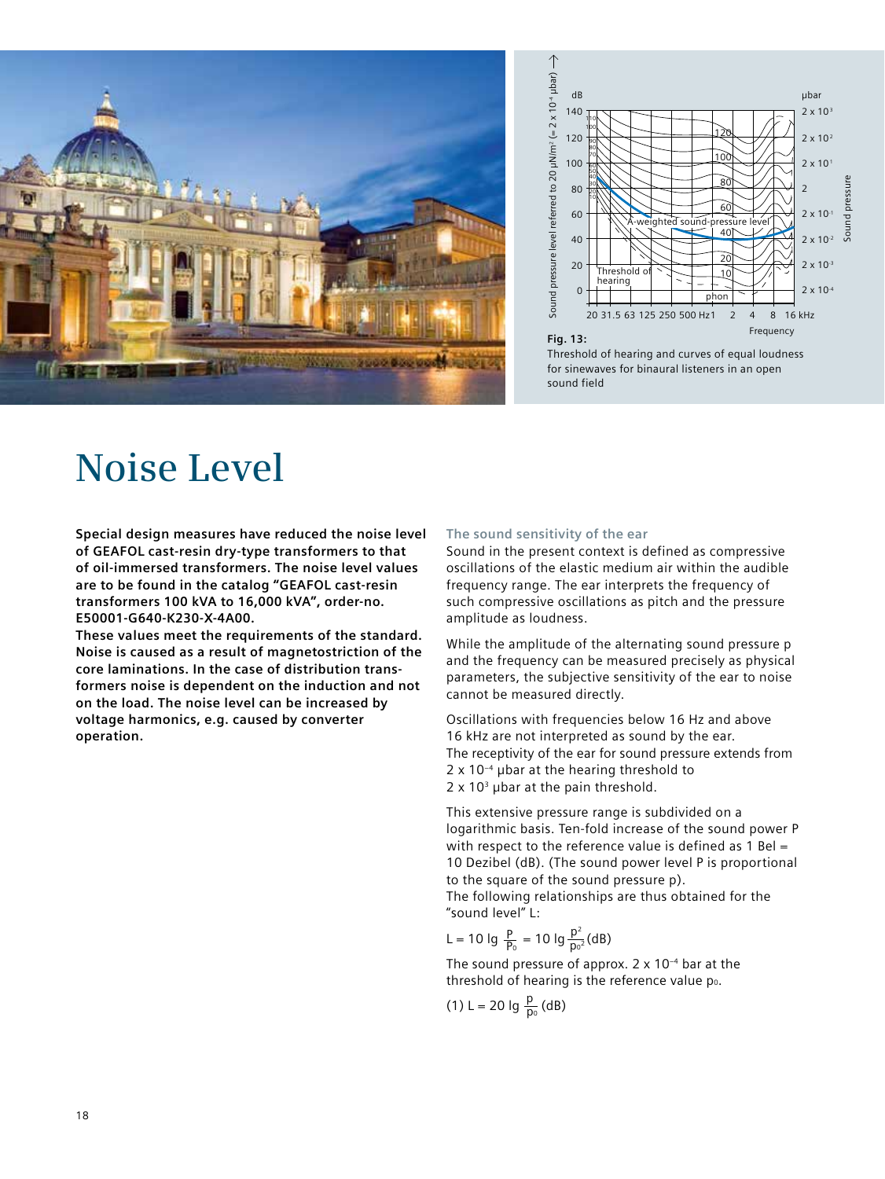**Fig. 13:**
Threshold of hearing and curves of equal loudness for sinewaves for binaural listeners in an open sound field

# Noise Level

**Special design measures have reduced the noise level of GEAFOL cast-resin dry-type transformers to that of oil-immersed transformers. The noise level values are to be found in the catalog "GEAFOL cast-resin transformers 100 kVA to 16,000 kVA", order-no. E50001-G640-K230-X-4A00.**
**These values meet the requirements of the standard. Noise is caused as a result of magnetostriction of the core laminations. In the case of distribution transformers noise is dependent on the induction and not on the load. The noise level can be increased by voltage harmonics, e.g. caused by converter operation.**

### The sound sensitivity of the ear

Sound in the present context is defined as compressive oscillations of the elastic medium air within the audible frequency range. The ear interprets the frequency of such compressive oscillations as pitch and the pressure amplitude as loudness.

While the amplitude of the alternating sound pressure p and the frequency can be measured precisely as physical parameters, the subjective sensitivity of the ear to noise cannot be measured directly.

Oscillations with frequencies below 16 Hz and above 16 kHz are not interpreted as sound by the ear. The receptivity of the ear for sound pressure extends from $2 \times 10^{-4}$ µbar at the hearing threshold to $2 \times 10^{3}$ µbar at the pain threshold.

This extensive pressure range is subdivided on a logarithmic basis. Ten-fold increase of the sound power P with respect to the reference value is defined as 1 Bel = 10 Dezibel (dB). (The sound power level P is proportional to the square of the sound pressure p).
The following relationships are thus obtained for the "sound level" L:

$$L = 10 \lg \frac{P}{P_0} = 10 \lg \frac{p^2}{p_0^2} \text{ (dB)}$$

The sound pressure of approx. $2 \times 10^{-4}$ bar at the threshold of hearing is the reference value $p_0$.

$$\text{(1) } L = 20 \lg \frac{p}{p_0} \text{ (dB)}$$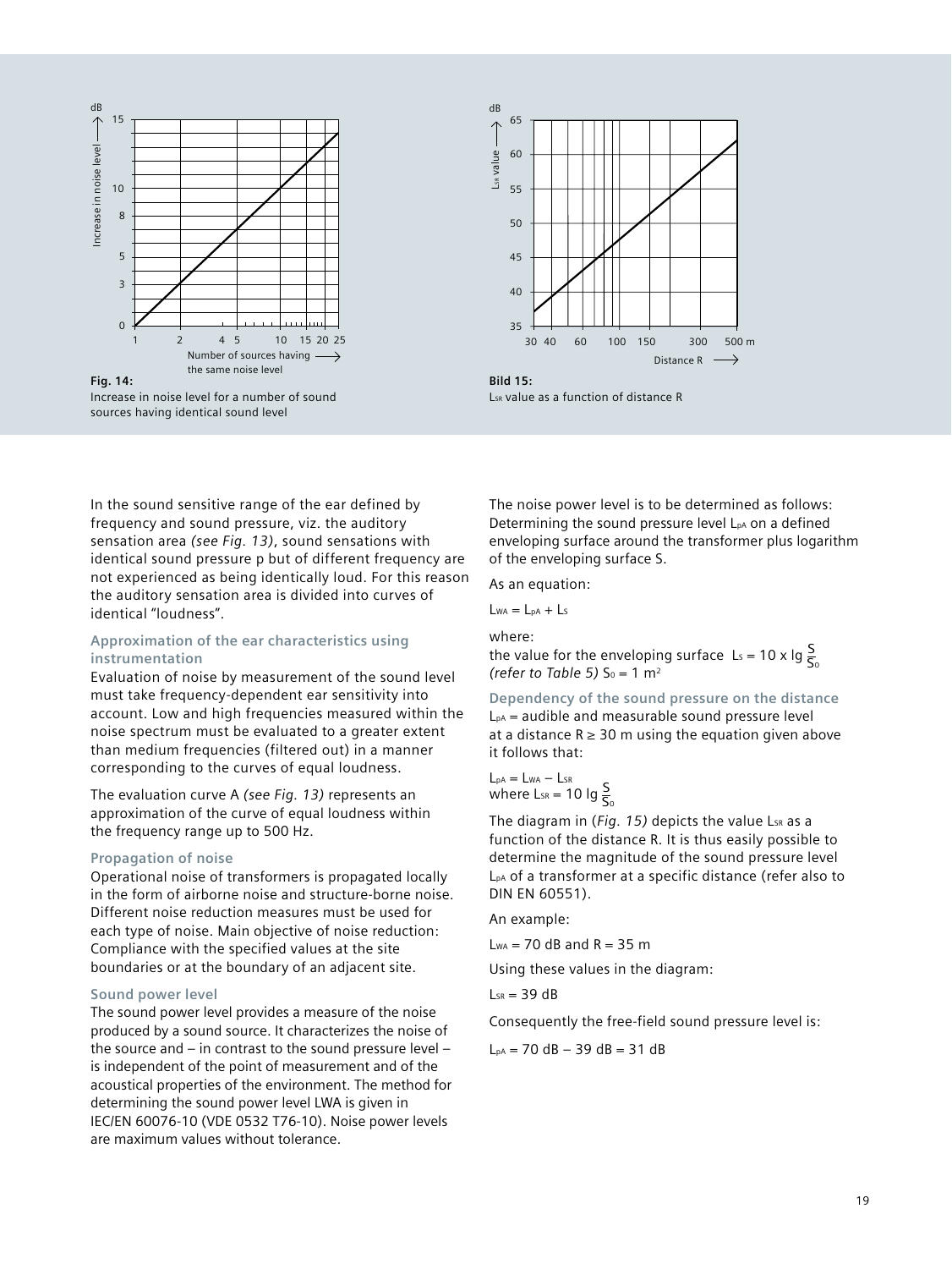**Fig. 14:**
Increase in noise level for a number of sound sources having identical sound level

**Bild 15:**
$L_{SR}$ value as a function of distance R

In the sound sensitive range of the ear defined by frequency and sound pressure, viz. the auditory sensation area *(see Fig. 13)*, sound sensations with identical sound pressure p but of different frequency are not experienced as being identically loud. For this reason the auditory sensation area is divided into curves of identical "loudness".

### Approximation of the ear characteristics using instrumentation

Evaluation of noise by measurement of the sound level must take frequency-dependent ear sensitivity into account. Low and high frequencies measured within the noise spectrum must be evaluated to a greater extent than medium frequencies (filtered out) in a manner corresponding to the curves of equal loudness.

The evaluation curve A *(see Fig. 13)* represents an approximation of the curve of equal loudness within the frequency range up to 500 Hz.

### Propagation of noise

Operational noise of transformers is propagated locally in the form of airborne noise and structure-borne noise. Different noise reduction measures must be used for each type of noise. Main objective of noise reduction: Compliance with the specified values at the site boundaries or at the boundary of an adjacent site.

### Sound power level

The sound power level provides a measure of the noise produced by a sound source. It characterizes the noise of the source and – in contrast to the sound pressure level – is independent of the point of measurement and of the acoustical properties of the environment. The method for determining the sound power level LWA is given in IEC/EN 60076-10 (VDE 0532 T76-10). Noise power levels are maximum values without tolerance.

The noise power level is to be determined as follows: Determining the sound pressure level $L_{pA}$ on a defined enveloping surface around the transformer plus logarithm of the enveloping surface S.

As an equation:

$L_{WA} = L_{pA} + L_S$

where:
the value for the enveloping surface $L_S = 10 \times \lg \frac{S}{S_0}$
*(refer to Table 5)* $S_0 = 1\ m^2$

### Dependency of the sound pressure on the distance

$L_{pA}$ = audible and measurable sound pressure level at a distance $R \geq 30$ m using the equation given above it follows that:

$L_{pA} = L_{WA} - L_{SR}$
where $L_{SR} = 10 \lg \frac{S}{S_0}$

The diagram in (*Fig. 15)* depicts the value $L_{SR}$ as a function of the distance R. It is thus easily possible to determine the magnitude of the sound pressure level $L_{pA}$ of a transformer at a specific distance (refer also to DIN EN 60551).

An example:

$L_{WA}$ = 70 dB and R = 35 m

Using these values in the diagram:

$L_{SR}$ = 39 dB

Consequently the free-field sound pressure level is:

$L_{pA}$ = 70 dB – 39 dB = 31 dB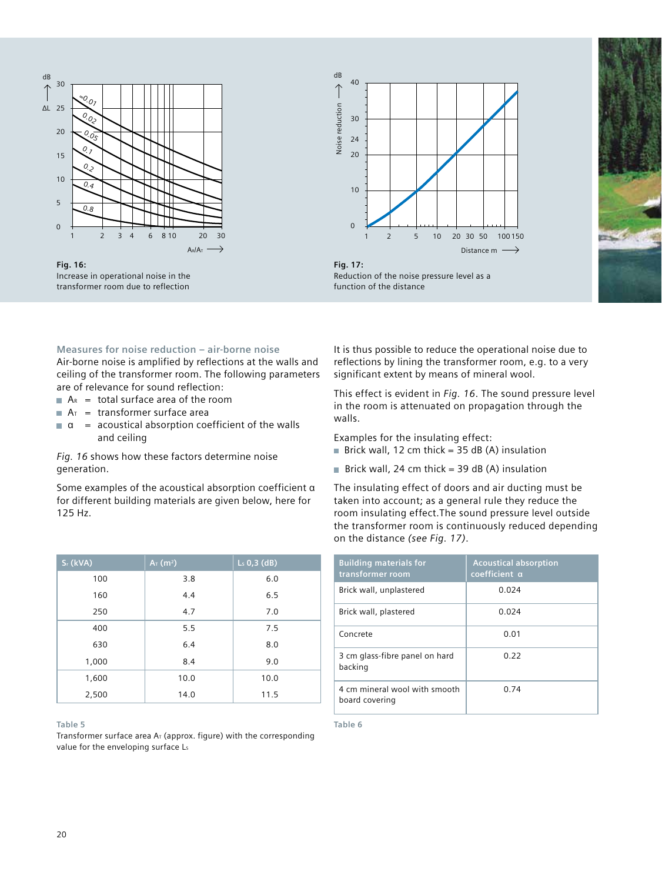Fig. 16:
Increase in operational noise in the transformer room due to reflection

Fig. 17:
Reduction of the noise pressure level as a function of the distance

### Measures for noise reduction – air-borne noise

Air-borne noise is amplified by reflections at the walls and ceiling of the transformer room. The following parameters are of relevance for sound reflection:

- $A_R$ = total surface area of the room
- $A_T$ = transformer surface area
- $\alpha$ = acoustical absorption coefficient of the walls and ceiling

*Fig. 16* shows how these factors determine noise generation.

Some examples of the acoustical absorption coefficient $\alpha$ for different building materials are given below, here for 125 Hz.

It is thus possible to reduce the operational noise due to reflections by lining the transformer room, e.g. to a very significant extent by means of mineral wool.

This effect is evident in *Fig. 16*. The sound pressure level in the room is attenuated on propagation through the walls.

Examples for the insulating effect:

- Brick wall, 12 cm thick = 35 dB (A) insulation
- Brick wall, 24 cm thick = 39 dB (A) insulation

The insulating effect of doors and air ducting must be taken into account; as a general rule they reduce the room insulating effect.The sound pressure level outside the transformer room is continuously reduced depending on the distance *(see Fig. 17)*.

| $S_r$ (kVA) | $A_T$ ($m^2$) | $L_s$ 0,3 (dB) |
|---|---|---|
| 100 | 3.8 | 6.0 |
| 160 | 4.4 | 6.5 |
| 250 | 4.7 | 7.0 |
| 400 | 5.5 | 7.5 |
| 630 | 6.4 | 8.0 |
| 1,000 | 8.4 | 9.0 |
| 1,600 | 10.0 | 10.0 |
| 2,500 | 14.0 | 11.5 |

Table 5

Transformer surface area $A_T$ (approx. figure) with the corresponding value for the enveloping surface $L_s$

| Building materials for transformer room | Acoustical absorption coefficient $\alpha$ |
|---|---|
| Brick wall, unplastered | 0.024 |
| Brick wall, plastered | 0.024 |
| Concrete | 0.01 |
| 3 cm glass-fibre panel on hard backing | 0.22 |
| 4 cm mineral wool with smooth board covering | 0.74 |

Table 6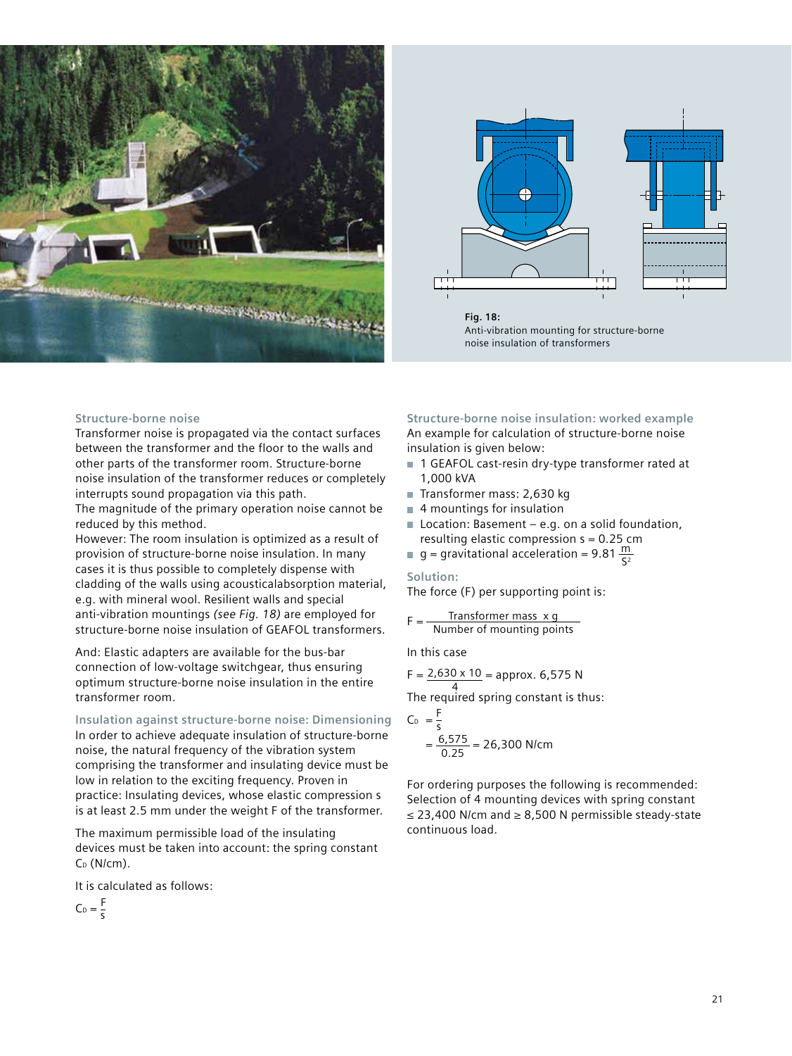Fig. 18:
Anti-vibration mounting for structure-borne noise insulation of transformers

### Structure-borne noise

Transformer noise is propagated via the contact surfaces between the transformer and the floor to the walls and other parts of the transformer room. Structure-borne noise insulation of the transformer reduces or completely interrupts sound propagation via this path.
The magnitude of the primary operation noise cannot be reduced by this method.
However: The room insulation is optimized as a result of provision of structure-borne noise insulation. In many cases it is thus possible to completely dispense with cladding of the walls using acousticalabsorption material, e.g. with mineral wool. Resilient walls and special anti-vibration mountings *(see Fig. 18)* are employed for structure-borne noise insulation of GEAFOL transformers.

And: Elastic adapters are available for the bus-bar connection of low-voltage switchgear, thus ensuring optimum structure-borne noise insulation in the entire transformer room.

### Insulation against structure-borne noise: Dimensioning

In order to achieve adequate insulation of structure-borne noise, the natural frequency of the vibration system comprising the transformer and insulating device must be low in relation to the exciting frequency. Proven in practice: Insulating devices, whose elastic compression s is at least 2.5 mm under the weight F of the transformer.

The maximum permissible load of the insulating devices must be taken into account: the spring constant $C_D$ (N/cm).

It is calculated as follows:

$$C_D = \frac{F}{s}$$

### Structure-borne noise insulation: worked example

An example for calculation of structure-borne noise insulation is given below:

- 1 GEAFOL cast-resin dry-type transformer rated at 1,000 kVA
- Transformer mass: 2,630 kg
- 4 mountings for insulation
- Location: Basement – e.g. on a solid foundation, resulting elastic compression s = 0.25 cm
- g = gravitational acceleration = 9.81 $\frac{m}{s^2}$

**Solution:**

The force (F) per supporting point is:

$$F = \frac{\text{Transformer mass } \times \text{ g}}{\text{Number of mounting points}}$$

In this case

$$F = \frac{2{,}630 \times 10}{4} = \text{approx. } 6{,}575 \text{ N}$$

The required spring constant is thus:

$$C_D = \frac{F}{s}$$

$$= \frac{6{,}575}{0.25} = 26{,}300 \text{ N/cm}$$

For ordering purposes the following is recommended: Selection of 4 mounting devices with spring constant ≤ 23,400 N/cm and ≥ 8,500 N permissible steady-state continuous load.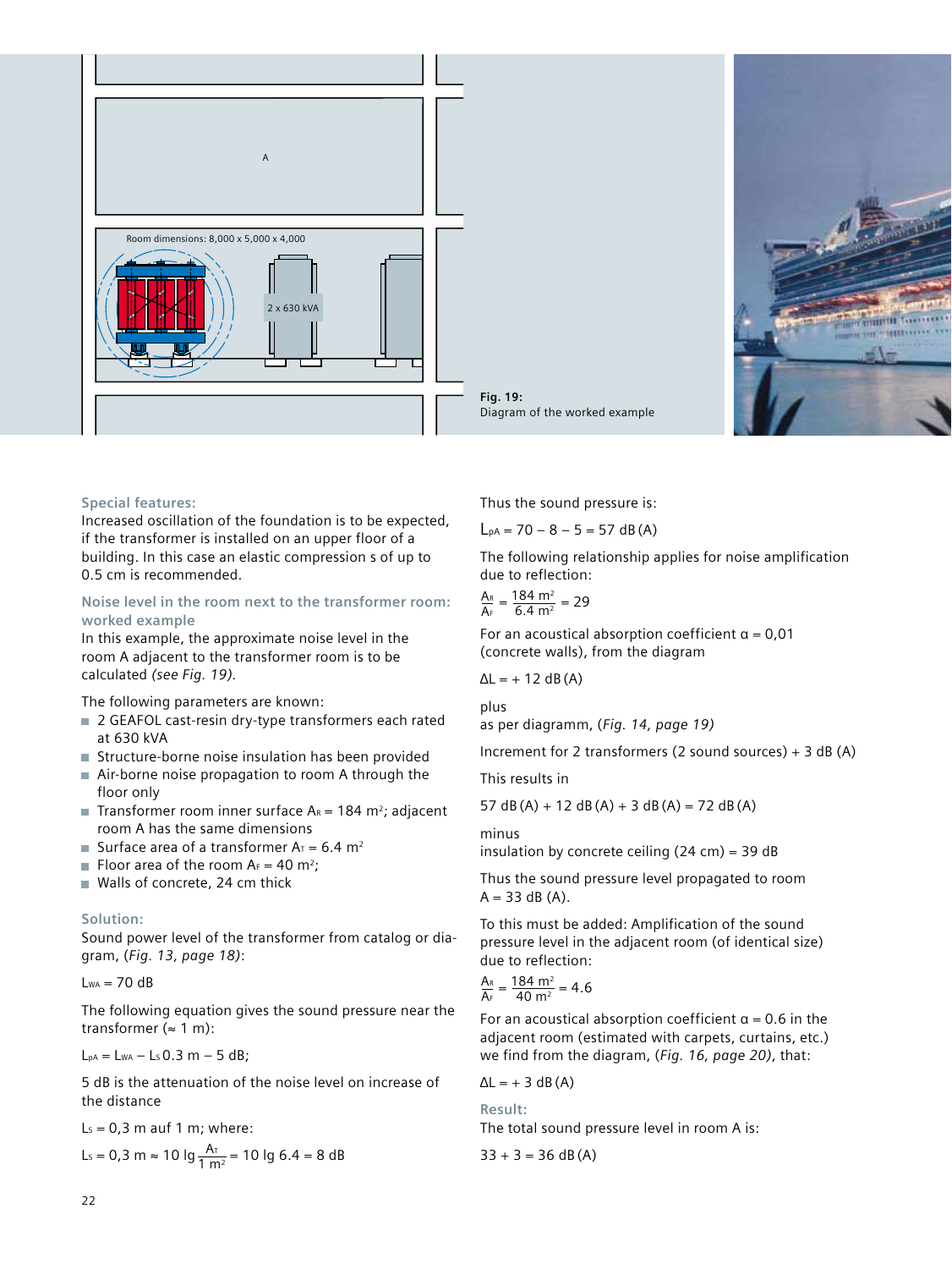Fig. 19:
Diagram of the worked example

### Special features:

Increased oscillation of the foundation is to be expected, if the transformer is installed on an upper floor of a building. In this case an elastic compression s of up to 0.5 cm is recommended.

### Noise level in the room next to the transformer room: worked example

In this example, the approximate noise level in the room A adjacent to the transformer room is to be calculated *(see Fig. 19)*.

The following parameters are known:

- 2 GEAFOL cast-resin dry-type transformers each rated at 630 kVA
- Structure-borne noise insulation has been provided
- Air-borne noise propagation to room A through the floor only
- Transformer room inner surface $A_R = 184\ m^2$; adjacent room A has the same dimensions
- Surface area of a transformer $A_T = 6.4\ m^2$
- Floor area of the room $A_F = 40\ m^2$;
- Walls of concrete, 24 cm thick

### Solution:

Sound power level of the transformer from catalog or diagram, (*Fig. 13, page 18*):

$L_{WA} = 70$ dB

The following equation gives the sound pressure near the transformer (≈ 1 m):

$L_{pA} = L_{WA} - L_S\, 0.3\ m - 5$ dB;

5 dB is the attenuation of the noise level on increase of the distance

$L_S = 0{,}3$ m auf 1 m; where:

$$L_S = 0{,}3\ m \approx 10\ \lg \frac{A_T}{1\ m^2} = 10\ \lg 6.4 = 8\ dB$$

Thus the sound pressure is:

$L_{pA} = 70 - 8 - 5 = 57$ dB (A)

The following relationship applies for noise amplification due to reflection:

$$\frac{A_R}{A_F} = \frac{184\ m^2}{6.4\ m^2} = 29$$

For an acoustical absorption coefficient α = 0,01 (concrete walls), from the diagram

$\Delta L = +\ 12$ dB (A)

plus
as per diagramm, (*Fig. 14, page 19)*

Increment for 2 transformers (2 sound sources) + 3 dB (A)

This results in

57 dB (A) + 12 dB (A) + 3 dB (A) = 72 dB (A)

minus
insulation by concrete ceiling (24 cm) = 39 dB

Thus the sound pressure level propagated to room A = 33 dB (A).

To this must be added: Amplification of the sound pressure level in the adjacent room (of identical size) due to reflection:

$$\frac{A_R}{A_F} = \frac{184\ m^2}{40\ m^2} = 4.6$$

For an acoustical absorption coefficient α = 0.6 in the adjacent room (estimated with carpets, curtains, etc.) we find from the diagram, (*Fig. 16, page 20*), that:

$\Delta L = +\ 3$ dB (A)

### Result:

The total sound pressure level in room A is:

33 + 3 = 36 dB (A)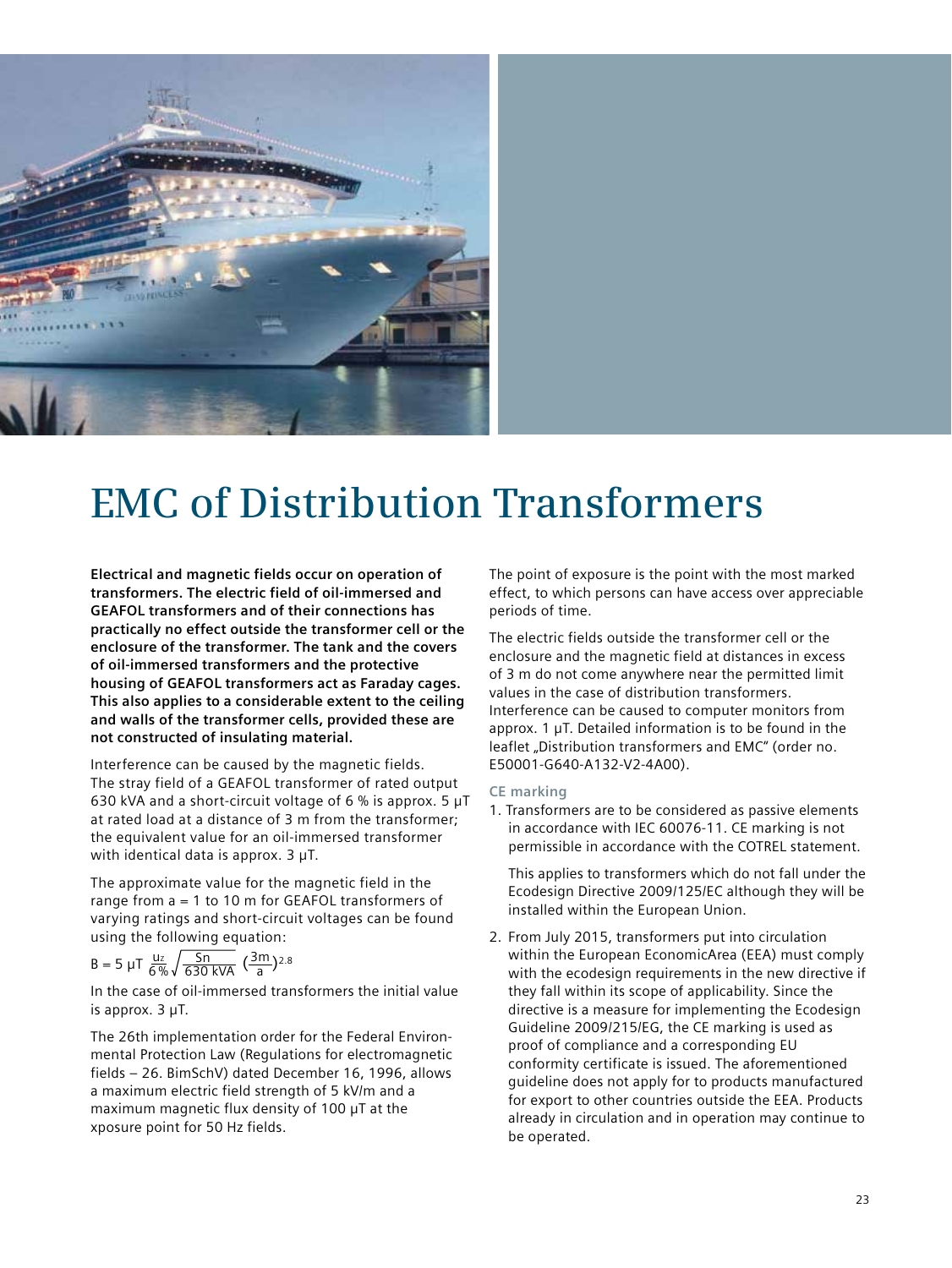# EMC of Distribution Transformers

**Electrical and magnetic fields occur on operation of transformers. The electric field of oil-immersed and GEAFOL transformers and of their connections has practically no effect outside the transformer cell or the enclosure of the transformer. The tank and the covers of oil-immersed transformers and the protective housing of GEAFOL transformers act as Faraday cages. This also applies to a considerable extent to the ceiling and walls of the transformer cells, provided these are not constructed of insulating material.**

Interference can be caused by the magnetic fields. The stray field of a GEAFOL transformer of rated output 630 kVA and a short-circuit voltage of 6 % is approx. 5 μT at rated load at a distance of 3 m from the transformer; the equivalent value for an oil-immersed transformer with identical data is approx. 3 μT.

The approximate value for the magnetic field in the range from a = 1 to 10 m for GEAFOL transformers of varying ratings and short-circuit voltages can be found using the following equation:

$$B = 5\ \mu T\ \frac{u_z}{6\,\%}\sqrt{\frac{Sn}{630\ kVA}}\ \left(\frac{3m}{a}\right)^{2.8}$$

In the case of oil-immersed transformers the initial value is approx. 3 μT.

The 26th implementation order for the Federal Environmental Protection Law (Regulations for electromagnetic fields – 26. BimSchV) dated December 16, 1996, allows a maximum electric field strength of 5 kV/m and a maximum magnetic flux density of 100 μT at the xposure point for 50 Hz fields.

The point of exposure is the point with the most marked effect, to which persons can have access over appreciable periods of time.

The electric fields outside the transformer cell or the enclosure and the magnetic field at distances in excess of 3 m do not come anywhere near the permitted limit values in the case of distribution transformers. Interference can be caused to computer monitors from approx. 1 μT. Detailed information is to be found in the leaflet „Distribution transformers and EMC" (order no. E50001-G640-A132-V2-4A00).

### CE marking

1. Transformers are to be considered as passive elements in accordance with IEC 60076-11. CE marking is not permissible in accordance with the COTREL statement.

   This applies to transformers which do not fall under the Ecodesign Directive 2009/125/EC although they will be installed within the European Union.

2. From July 2015, transformers put into circulation within the European EconomicArea (EEA) must comply with the ecodesign requirements in the new directive if they fall within its scope of applicability. Since the directive is a measure for implementing the Ecodesign Guideline 2009/215/EG, the CE marking is used as proof of compliance and a corresponding EU conformity certificate is issued. The aforementioned guideline does not apply for to products manufactured for export to other countries outside the EEA. Products already in circulation and in operation may continue to be operated.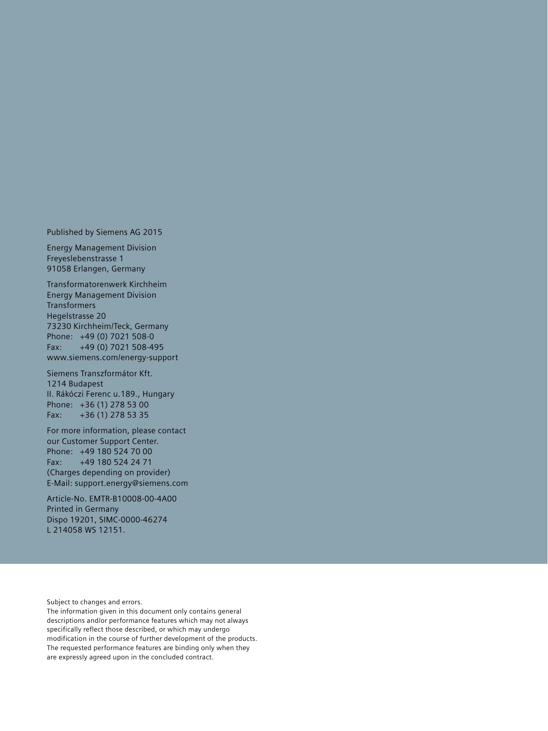Published by Siemens AG 2015

Energy Management Division
Freyeslebenstrasse 1
91058 Erlangen, Germany

Transformatorenwerk Kirchheim
Energy Management Division
Transformers
Hegelstrasse 20
73230 Kirchheim/Teck, Germany
Phone: +49 (0) 7021 508-0
Fax: +49 (0) 7021 508-495
www.siemens.com/energy-support

Siemens Transzformátor Kft.
1214 Budapest
II. Rákóczi Ferenc u.189., Hungary
Phone: +36 (1) 278 53 00
Fax: +36 (1) 278 53 35

For more information, please contact
our Customer Support Center.
Phone: +49 180 524 70 00
Fax: +49 180 524 24 71
(Charges depending on provider)
E-Mail: support.energy@siemens.com

Article-No. EMTR-B10008-00-4A00
Printed in Germany
Dispo 19201, SIMC-0000-46274
L 214058 WS 12151.

Subject to changes and errors.
The information given in this document only contains general descriptions and/or performance features which may not always specifically reflect those described, or which may undergo modification in the course of further development of the products. The requested performance features are binding only when they are expressly agreed upon in the concluded contract.